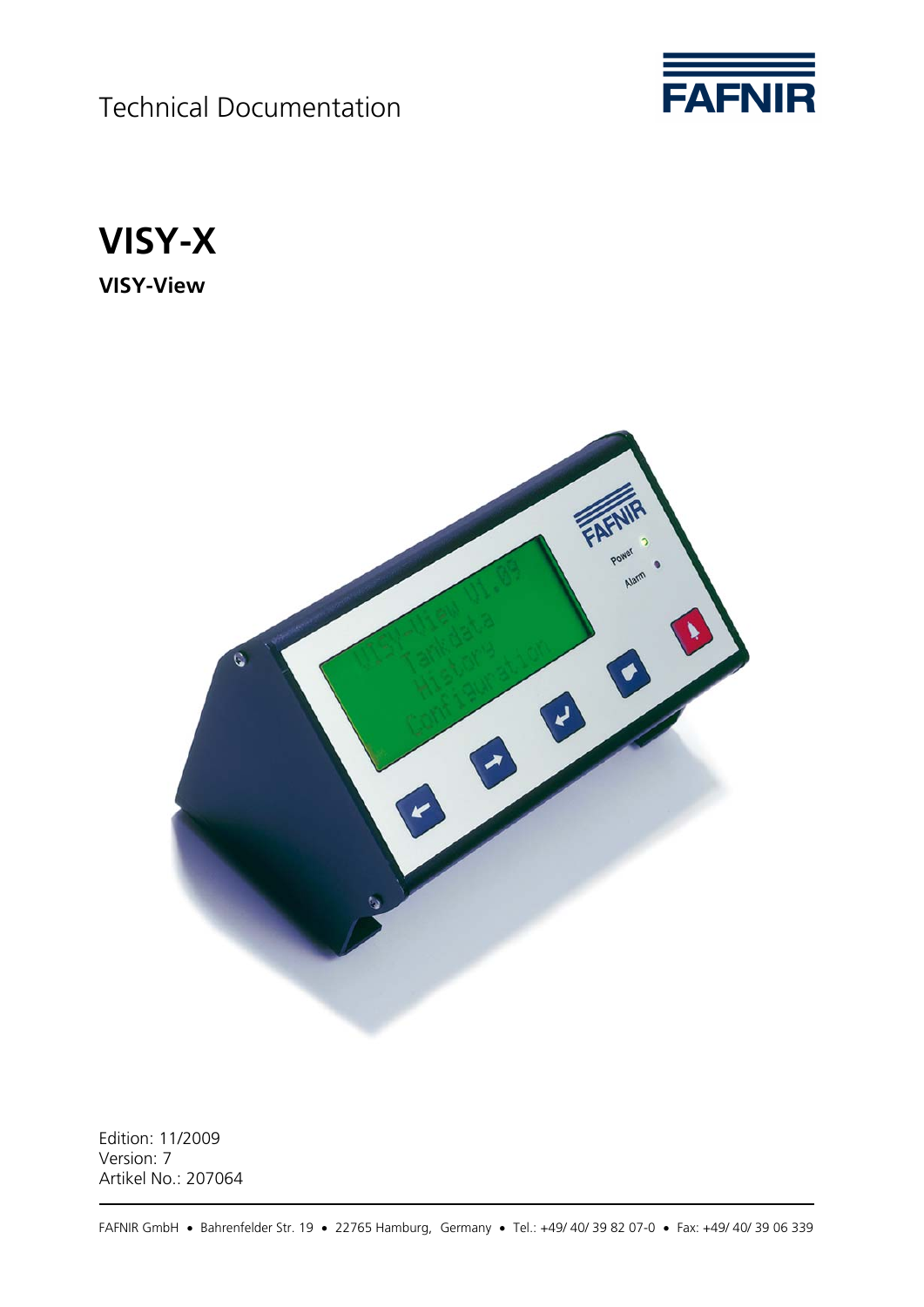Technical Documentation

FAFNIR

# VISY-X

## VISY-View

Edition: 11/2009
Version: 7
Artikel No.: 207064

FAFNIR GmbH • Bahrenfelder Str. 19 • 22765 Hamburg, Germany • Tel.: +49/ 40/ 39 82 07-0 • Fax: +49/ 40/ 39 06 339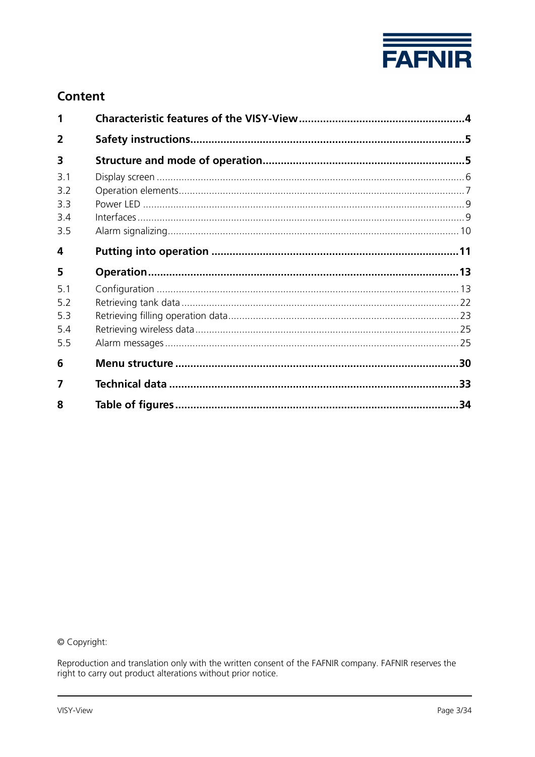# Content

| | | |
|---|---|---|
| **1** | **Characteristic features of the VISY-View** | **4** |
| **2** | **Safety instructions** | **5** |
| **3** | **Structure and mode of operation** | **5** |
| 3.1 | Display screen | 6 |
| 3.2 | Operation elements | 7 |
| 3.3 | Power LED | 9 |
| 3.4 | Interfaces | 9 |
| 3.5 | Alarm signalizing | 10 |
| **4** | **Putting into operation** | **11** |
| **5** | **Operation** | **13** |
| 5.1 | Configuration | 13 |
| 5.2 | Retrieving tank data | 22 |
| 5.3 | Retrieving filling operation data | 23 |
| 5.4 | Retrieving wireless data | 25 |
| 5.5 | Alarm messages | 25 |
| **6** | **Menu structure** | **30** |
| **7** | **Technical data** | **33** |
| **8** | **Table of figures** | **34** |

© Copyright:

Reproduction and translation only with the written consent of the FAFNIR company. FAFNIR reserves the right to carry out product alterations without prior notice.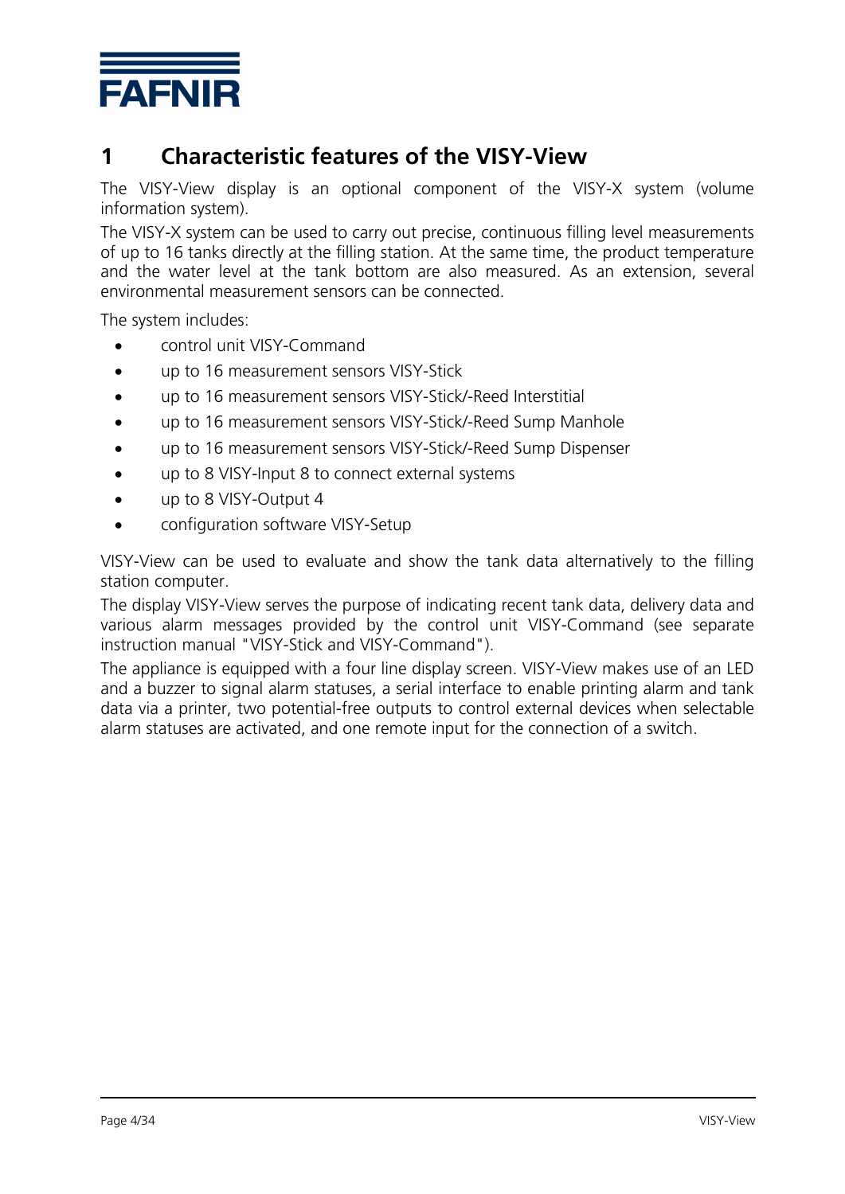# 1 Characteristic features of the VISY-View

The VISY-View display is an optional component of the VISY-X system (volume information system).

The VISY-X system can be used to carry out precise, continuous filling level measurements of up to 16 tanks directly at the filling station. At the same time, the product temperature and the water level at the tank bottom are also measured. As an extension, several environmental measurement sensors can be connected.

The system includes:

- control unit VISY-Command
- up to 16 measurement sensors VISY-Stick
- up to 16 measurement sensors VISY-Stick/-Reed Interstitial
- up to 16 measurement sensors VISY-Stick/-Reed Sump Manhole
- up to 16 measurement sensors VISY-Stick/-Reed Sump Dispenser
- up to 8 VISY-Input 8 to connect external systems
- up to 8 VISY-Output 4
- configuration software VISY-Setup

VISY-View can be used to evaluate and show the tank data alternatively to the filling station computer.

The display VISY-View serves the purpose of indicating recent tank data, delivery data and various alarm messages provided by the control unit VISY-Command (see separate instruction manual "VISY-Stick and VISY-Command").

The appliance is equipped with a four line display screen. VISY-View makes use of an LED and a buzzer to signal alarm statuses, a serial interface to enable printing alarm and tank data via a printer, two potential-free outputs to control external devices when selectable alarm statuses are activated, and one remote input for the connection of a switch.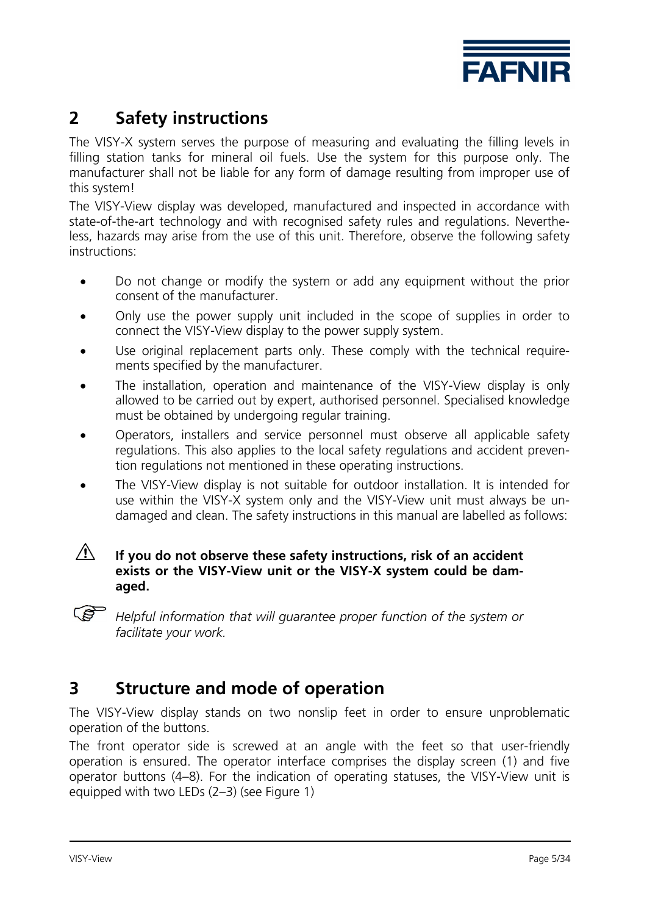## 2 Safety instructions

The VISY-X system serves the purpose of measuring and evaluating the filling levels in filling station tanks for mineral oil fuels. Use the system for this purpose only. The manufacturer shall not be liable for any form of damage resulting from improper use of this system!

The VISY-View display was developed, manufactured and inspected in accordance with state-of-the-art technology and with recognised safety rules and regulations. Nevertheless, hazards may arise from the use of this unit. Therefore, observe the following safety instructions:

- Do not change or modify the system or add any equipment without the prior consent of the manufacturer.
- Only use the power supply unit included in the scope of supplies in order to connect the VISY-View display to the power supply system.
- Use original replacement parts only. These comply with the technical requirements specified by the manufacturer.
- The installation, operation and maintenance of the VISY-View display is only allowed to be carried out by expert, authorised personnel. Specialised knowledge must be obtained by undergoing regular training.
- Operators, installers and service personnel must observe all applicable safety regulations. This also applies to the local safety regulations and accident prevention regulations not mentioned in these operating instructions.
- The VISY-View display is not suitable for outdoor installation. It is intended for use within the VISY-X system only and the VISY-View unit must always be undamaged and clean. The safety instructions in this manual are labelled as follows:

⚠ **If you do not observe these safety instructions, risk of an accident exists or the VISY-View unit or the VISY-X system could be damaged.**

☞ *Helpful information that will guarantee proper function of the system or facilitate your work.*

## 3 Structure and mode of operation

The VISY-View display stands on two nonslip feet in order to ensure unproblematic operation of the buttons.

The front operator side is screwed at an angle with the feet so that user-friendly operation is ensured. The operator interface comprises the display screen (1) and five operator buttons (4–8). For the indication of operating statuses, the VISY-View unit is equipped with two LEDs (2–3) (see Figure 1)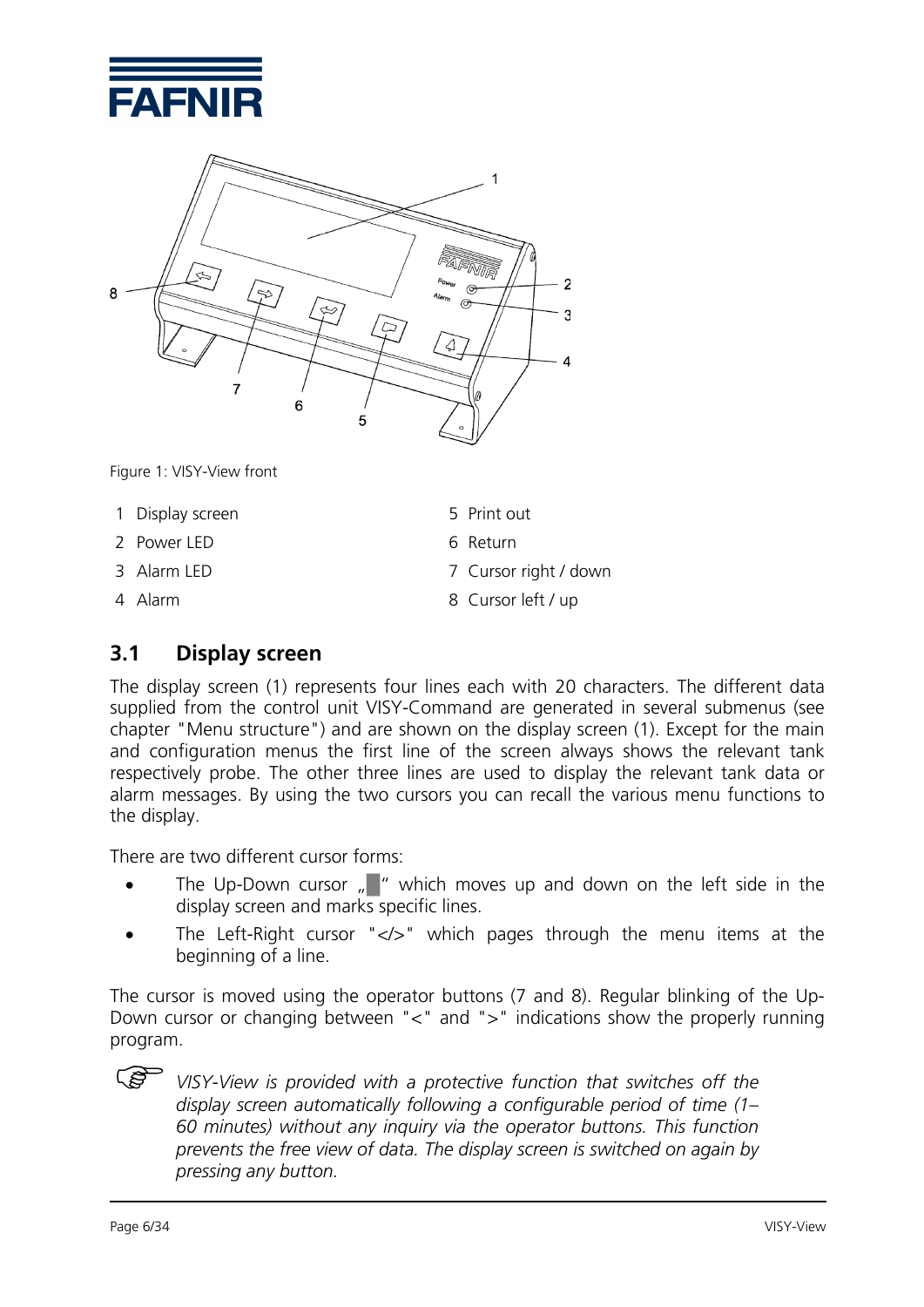Figure 1: VISY-View front

1 Display screen
2 Power LED
3 Alarm LED
4 Alarm
5 Print out
6 Return
7 Cursor right / down
8 Cursor left / up

## 3.1 Display screen

The display screen (1) represents four lines each with 20 characters. The different data supplied from the control unit VISY-Command are generated in several submenus (see chapter "Menu structure") and are shown on the display screen (1). Except for the main and configuration menus the first line of the screen always shows the relevant tank respectively probe. The other three lines are used to display the relevant tank data or alarm messages. By using the two cursors you can recall the various menu functions to the display.

There are two different cursor forms:

- The Up-Down cursor „█" which moves up and down on the left side in the display screen and marks specific lines.
- The Left-Right cursor "</>" which pages through the menu items at the beginning of a line.

The cursor is moved using the operator buttons (7 and 8). Regular blinking of the Up-Down cursor or changing between "<" and ">" indications show the properly running program.

☞ *VISY-View is provided with a protective function that switches off the display screen automatically following a configurable period of time (1–60 minutes) without any inquiry via the operator buttons. This function prevents the free view of data. The display screen is switched on again by pressing any button.*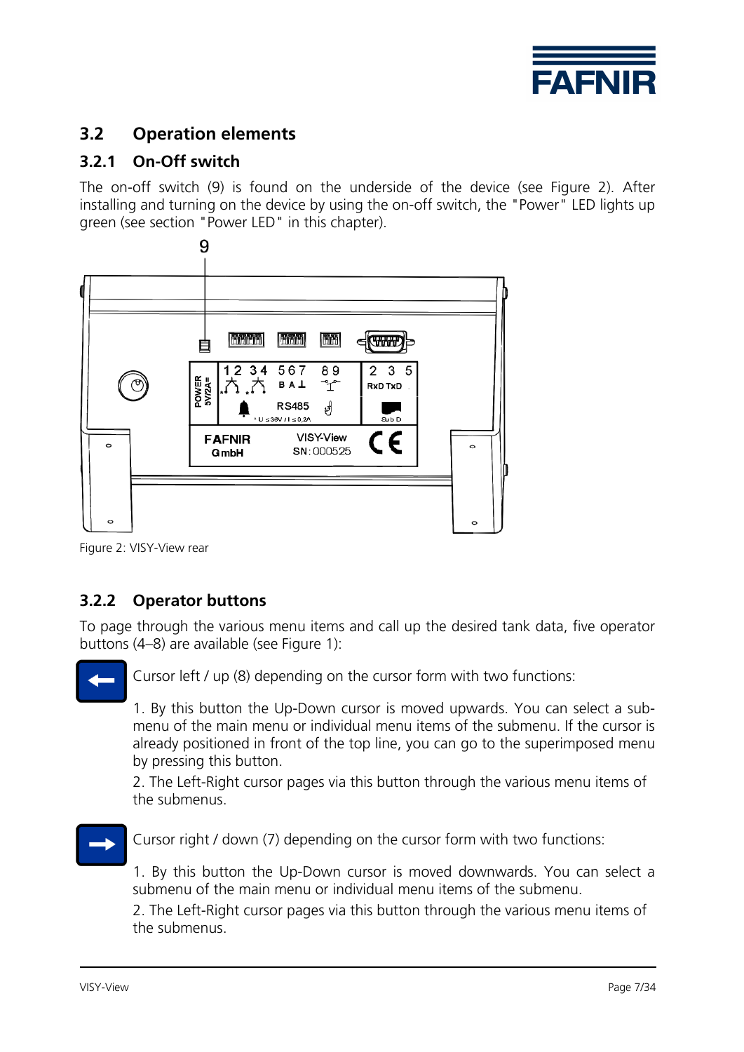## 3.2 Operation elements

### 3.2.1 On-Off switch

The on-off switch (9) is found on the underside of the device (see Figure 2). After installing and turning on the device by using the on-off switch, the "Power" LED lights up green (see section "Power LED" in this chapter).

Figure 2: VISY-View rear

### 3.2.2 Operator buttons

To page through the various menu items and call up the desired tank data, five operator buttons (4–8) are available (see Figure 1):

Cursor left / up (8) depending on the cursor form with two functions:

1. By this button the Up-Down cursor is moved upwards. You can select a sub-menu of the main menu or individual menu items of the submenu. If the cursor is already positioned in front of the top line, you can go to the superimposed menu by pressing this button.

2. The Left-Right cursor pages via this button through the various menu items of the submenus.

Cursor right / down (7) depending on the cursor form with two functions:

1. By this button the Up-Down cursor is moved downwards. You can select a submenu of the main menu or individual menu items of the submenu.

2. The Left-Right cursor pages via this button through the various menu items of the submenus.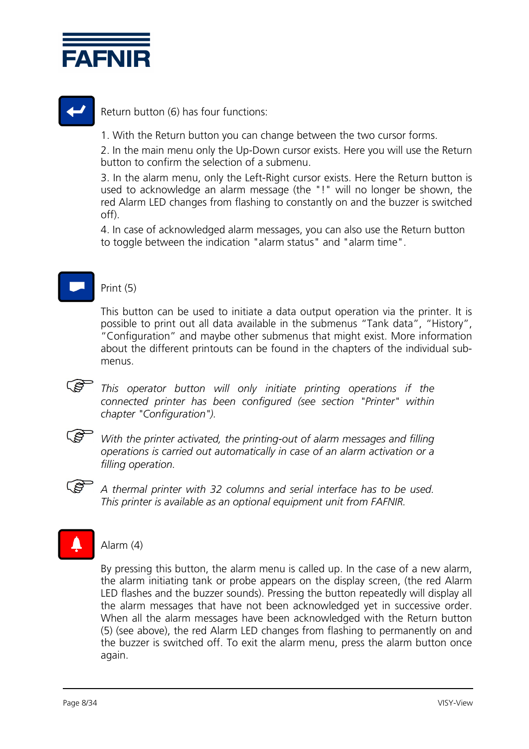Return button (6) has four functions:

1. With the Return button you can change between the two cursor forms.
2. In the main menu only the Up-Down cursor exists. Here you will use the Return button to confirm the selection of a submenu.
3. In the alarm menu, only the Left-Right cursor exists. Here the Return button is used to acknowledge an alarm message (the "!" will no longer be shown, the red Alarm LED changes from flashing to constantly on and the buzzer is switched off).
4. In case of acknowledged alarm messages, you can also use the Return button to toggle between the indication "alarm status" and "alarm time".

Print (5)

This button can be used to initiate a data output operation via the printer. It is possible to print out all data available in the submenus "Tank data", "History", "Configuration" and maybe other submenus that might exist. More information about the different printouts can be found in the chapters of the individual sub-menus.

*This operator button will only initiate printing operations if the connected printer has been configured (see section "Printer" within chapter "Configuration").*

*With the printer activated, the printing-out of alarm messages and filling operations is carried out automatically in case of an alarm activation or a filling operation.*

*A thermal printer with 32 columns and serial interface has to be used. This printer is available as an optional equipment unit from FAFNIR.*

Alarm (4)

By pressing this button, the alarm menu is called up. In the case of a new alarm, the alarm initiating tank or probe appears on the display screen, (the red Alarm LED flashes and the buzzer sounds). Pressing the button repeatedly will display all the alarm messages that have not been acknowledged yet in successive order. When all the alarm messages have been acknowledged with the Return button (5) (see above), the red Alarm LED changes from flashing to permanently on and the buzzer is switched off. To exit the alarm menu, press the alarm button once again.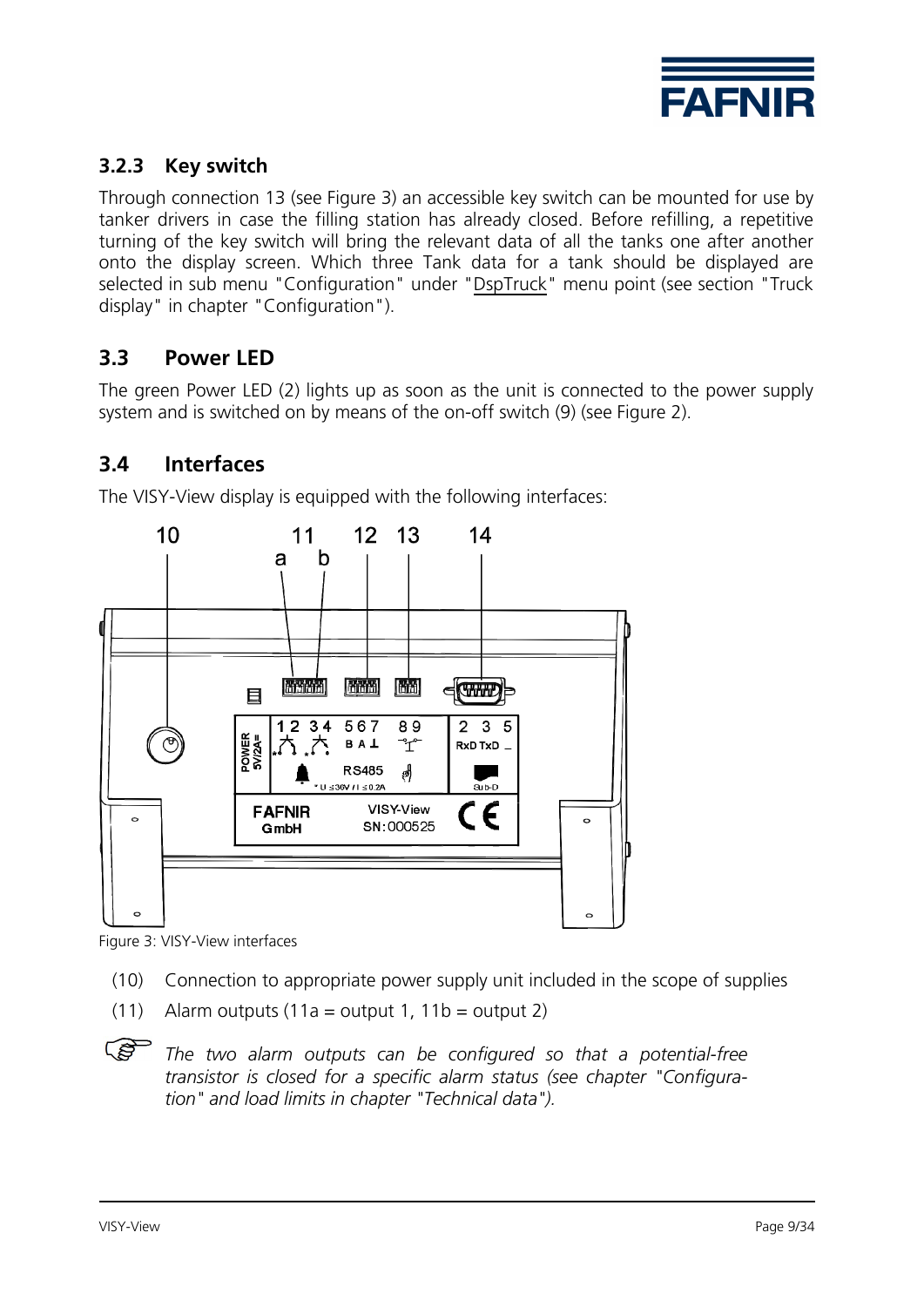### 3.2.3 Key switch

Through connection 13 (see Figure 3) an accessible key switch can be mounted for use by tanker drivers in case the filling station has already closed. Before refilling, a repetitive turning of the key switch will bring the relevant data of all the tanks one after another onto the display screen. Which three Tank data for a tank should be displayed are selected in sub menu "Configuration" under "DspTruck" menu point (see section "Truck display" in chapter "Configuration").

## 3.3 Power LED

The green Power LED (2) lights up as soon as the unit is connected to the power supply system and is switched on by means of the on-off switch (9) (see Figure 2).

## 3.4 Interfaces

The VISY-View display is equipped with the following interfaces:

Figure 3: VISY-View interfaces

(10) Connection to appropriate power supply unit included in the scope of supplies

(11) Alarm outputs (11a = output 1, 11b = output 2)

*The two alarm outputs can be configured so that a potential-free transistor is closed for a specific alarm status (see chapter "Configuration" and load limits in chapter "Technical data").*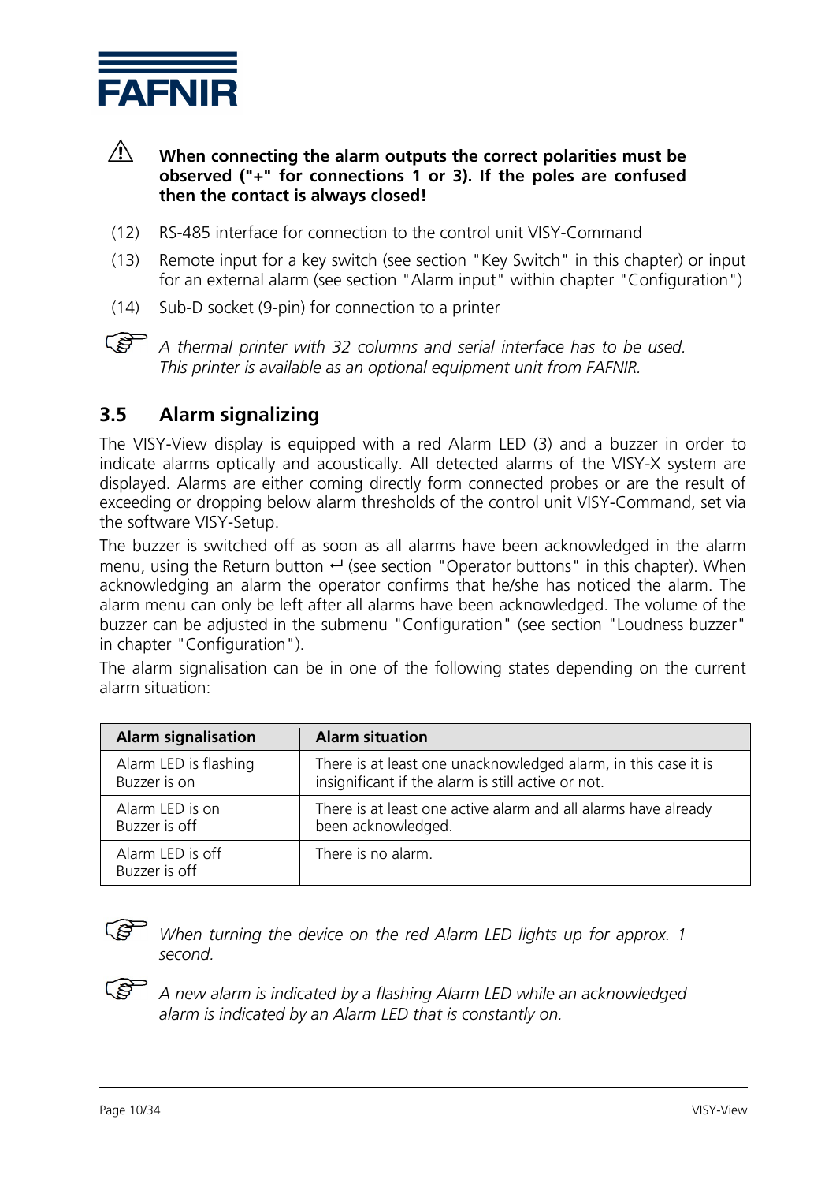⚠ **When connecting the alarm outputs the correct polarities must be observed ("+" for connections 1 or 3). If the poles are confused then the contact is always closed!**

(12) RS-485 interface for connection to the control unit VISY-Command

(13) Remote input for a key switch (see section "Key Switch" in this chapter) or input for an external alarm (see section "Alarm input" within chapter "Configuration")

(14) Sub-D socket (9-pin) for connection to a printer

☞ *A thermal printer with 32 columns and serial interface has to be used. This printer is available as an optional equipment unit from FAFNIR.*

## 3.5 Alarm signalizing

The VISY-View display is equipped with a red Alarm LED (3) and a buzzer in order to indicate alarms optically and acoustically. All detected alarms of the VISY-X system are displayed. Alarms are either coming directly form connected probes or are the result of exceeding or dropping below alarm thresholds of the control unit VISY-Command, set via the software VISY-Setup.

The buzzer is switched off as soon as all alarms have been acknowledged in the alarm menu, using the Return button ↵ (see section "Operator buttons" in this chapter). When acknowledging an alarm the operator confirms that he/she has noticed the alarm. The alarm menu can only be left after all alarms have been acknowledged. The volume of the buzzer can be adjusted in the submenu "Configuration" (see section "Loudness buzzer" in chapter "Configuration").

The alarm signalisation can be in one of the following states depending on the current alarm situation:

| Alarm signalisation | Alarm situation |
|---|---|
| Alarm LED is flashing<br>Buzzer is on | There is at least one unacknowledged alarm, in this case it is insignificant if the alarm is still active or not. |
| Alarm LED is on<br>Buzzer is off | There is at least one active alarm and all alarms have already been acknowledged. |
| Alarm LED is off<br>Buzzer is off | There is no alarm. |

☞ *When turning the device on the red Alarm LED lights up for approx. 1 second.*

☞ *A new alarm is indicated by a flashing Alarm LED while an acknowledged alarm is indicated by an Alarm LED that is constantly on.*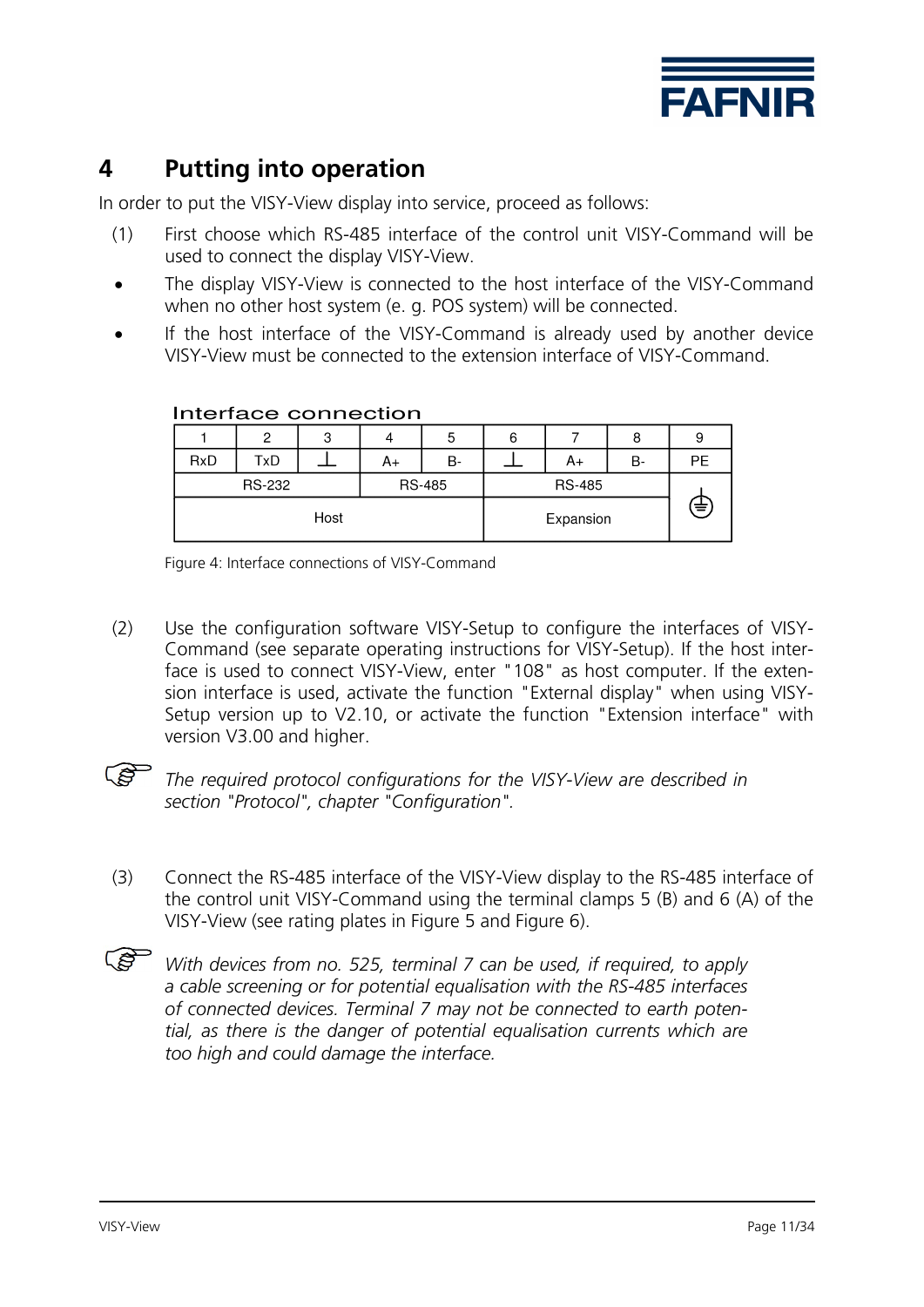# 4 Putting into operation

In order to put the VISY-View display into service, proceed as follows:

(1) First choose which RS-485 interface of the control unit VISY-Command will be used to connect the display VISY-View.

- The display VISY-View is connected to the host interface of the VISY-Command when no other host system (e. g. POS system) will be connected.
- If the host interface of the VISY-Command is already used by another device VISY-View must be connected to the extension interface of VISY-Command.

**Interface connection**

| 1 | 2 | 3 | 4 | 5 | 6 | 7 | 8 | 9 |
|---|---|---|---|---|---|---|---|---|
| RxD | TxD | ⊥ | A+ | B- | ⊥ | A+ | B- | PE |
| RS-232 | | | RS-485 | | RS-485 | | | ⏚ |
| Host | | | | | Expansion | | | |

Figure 4: Interface connections of VISY-Command

(2) Use the configuration software VISY-Setup to configure the interfaces of VISY-Command (see separate operating instructions for VISY-Setup). If the host interface is used to connect VISY-View, enter "108" as host computer. If the extension interface is used, activate the function "External display" when using VISY-Setup version up to V2.10, or activate the function "Extension interface" with version V3.00 and higher.

☞ *The required protocol configurations for the VISY-View are described in section "Protocol", chapter "Configuration".*

(3) Connect the RS-485 interface of the VISY-View display to the RS-485 interface of the control unit VISY-Command using the terminal clamps 5 (B) and 6 (A) of the VISY-View (see rating plates in Figure 5 and Figure 6).

☞ *With devices from no. 525, terminal 7 can be used, if required, to apply a cable screening or for potential equalisation with the RS-485 interfaces of connected devices. Terminal 7 may not be connected to earth potential, as there is the danger of potential equalisation currents which are too high and could damage the interface.*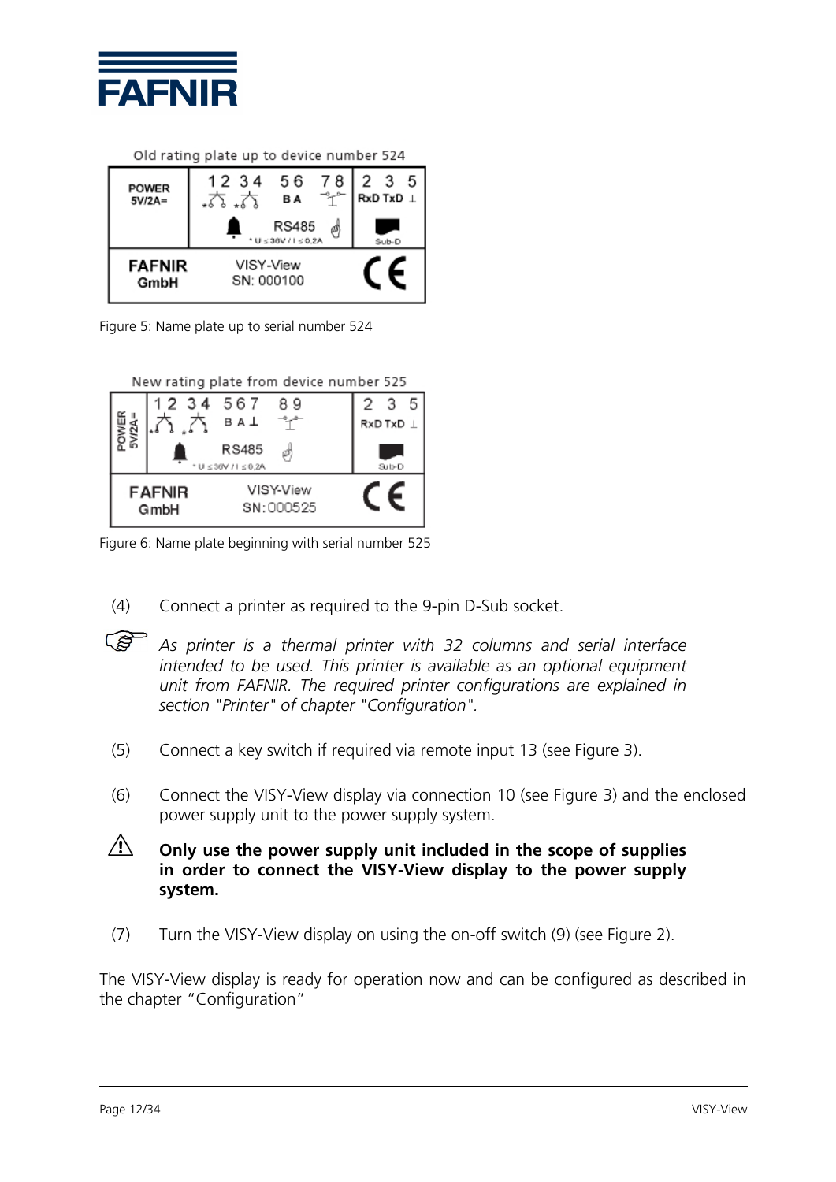Old rating plate up to device number 524

| POWER 5V/2A= | 1 2 3 4 5 6 7 8 B A RS485 * U ≤ 36V / I ≤ 0.2A | 2 3 5 RxD TxD ⊥ Sub-D |
|---|---|---|
| FAFNIR GmbH | VISY-View SN: 000100 | CE |

Figure 5: Name plate up to serial number 524

New rating plate from device number 525

| POWER 5V/2A= | 1 2 3 4 5 6 7 8 9 B A ⊥ RS485 * U ≤ 36V / I ≤ 0.2A | 2 3 5 RxD TxD ⊥ Sub-D |
|---|---|---|
| FAFNIR GmbH | VISY-View SN:000525 | CE |

Figure 6: Name plate beginning with serial number 525

(4) Connect a printer as required to the 9-pin D-Sub socket.

☞ *As printer is a thermal printer with 32 columns and serial interface intended to be used. This printer is available as an optional equipment unit from FAFNIR. The required printer configurations are explained in section "Printer" of chapter "Configuration".*

(5) Connect a key switch if required via remote input 13 (see Figure 3).

(6) Connect the VISY-View display via connection 10 (see Figure 3) and the enclosed power supply unit to the power supply system.

⚠ **Only use the power supply unit included in the scope of supplies in order to connect the VISY-View display to the power supply system.**

(7) Turn the VISY-View display on using the on-off switch (9) (see Figure 2).

The VISY-View display is ready for operation now and can be configured as described in the chapter "Configuration"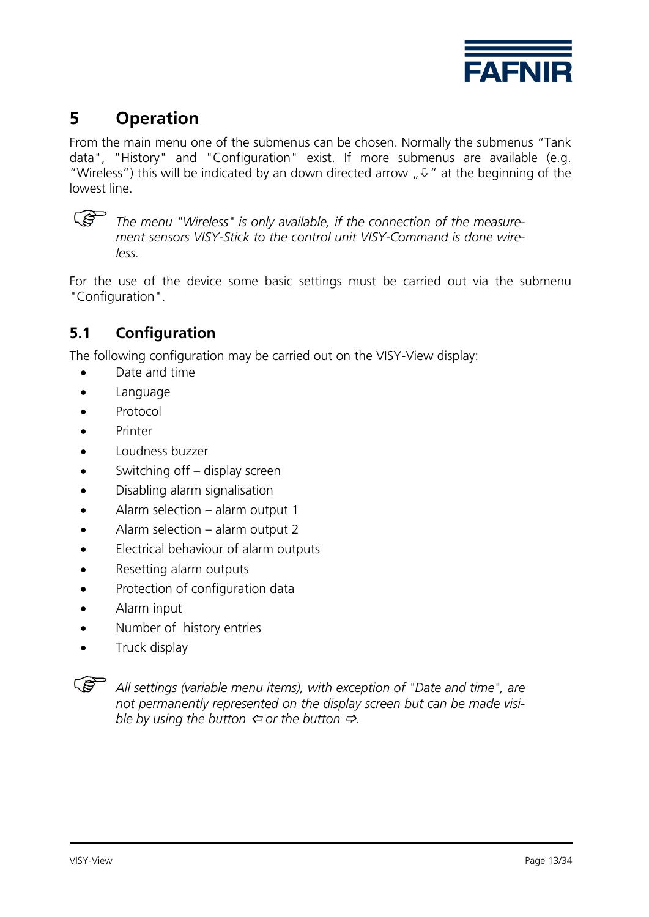# 5 Operation

From the main menu one of the submenus can be chosen. Normally the submenus "Tank data", "History" and "Configuration" exist. If more submenus are available (e.g. "Wireless") this will be indicated by an down directed arrow „⇩" at the beginning of the lowest line.

☞ *The menu "Wireless" is only available, if the connection of the measurement sensors VISY-Stick to the control unit VISY-Command is done wireless.*

For the use of the device some basic settings must be carried out via the submenu "Configuration".

## 5.1 Configuration

The following configuration may be carried out on the VISY-View display:

- Date and time
- Language
- Protocol
- Printer
- Loudness buzzer
- Switching off – display screen
- Disabling alarm signalisation
- Alarm selection – alarm output 1
- Alarm selection – alarm output 2
- Electrical behaviour of alarm outputs
- Resetting alarm outputs
- Protection of configuration data
- Alarm input
- Number of history entries
- Truck display

☞ *All settings (variable menu items), with exception of "Date and time", are not permanently represented on the display screen but can be made visible by using the button ⇦ or the button ⇨.*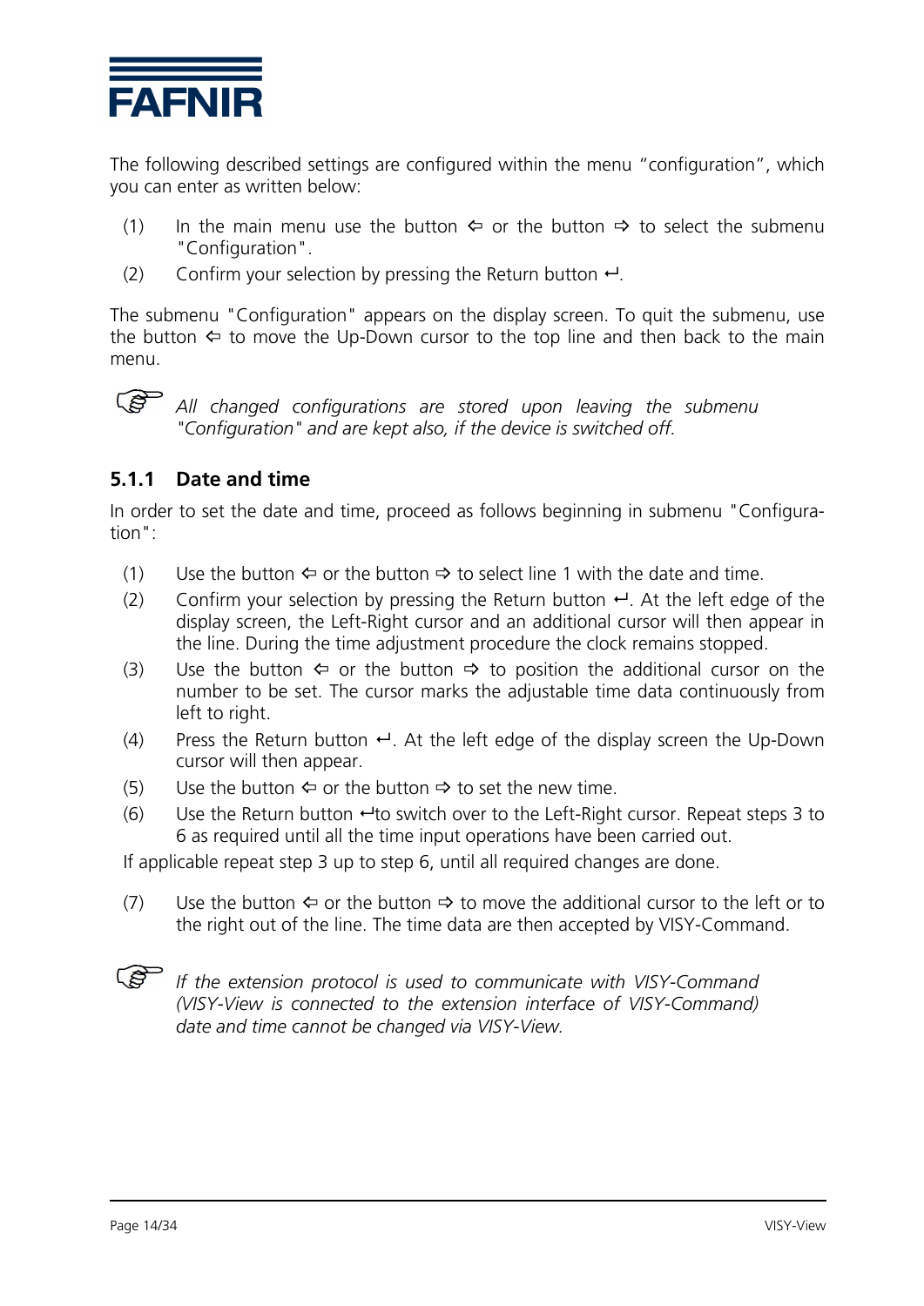The following described settings are configured within the menu "configuration", which you can enter as written below:

(1) In the main menu use the button ⇦ or the button ⇨ to select the submenu "Configuration".

(2) Confirm your selection by pressing the Return button ↵.

The submenu "Configuration" appears on the display screen. To quit the submenu, use the button ⇦ to move the Up-Down cursor to the top line and then back to the main menu.

☞ *All changed configurations are stored upon leaving the submenu "Configuration" and are kept also, if the device is switched off.*

### 5.1.1 Date and time

In order to set the date and time, proceed as follows beginning in submenu "Configuration":

(1) Use the button ⇦ or the button ⇨ to select line 1 with the date and time.

(2) Confirm your selection by pressing the Return button ↵. At the left edge of the display screen, the Left-Right cursor and an additional cursor will then appear in the line. During the time adjustment procedure the clock remains stopped.

(3) Use the button ⇦ or the button ⇨ to position the additional cursor on the number to be set. The cursor marks the adjustable time data continuously from left to right.

(4) Press the Return button ↵. At the left edge of the display screen the Up-Down cursor will then appear.

(5) Use the button ⇦ or the button ⇨ to set the new time.

(6) Use the Return button ↵to switch over to the Left-Right cursor. Repeat steps 3 to 6 as required until all the time input operations have been carried out.

If applicable repeat step 3 up to step 6, until all required changes are done.

(7) Use the button ⇦ or the button ⇨ to move the additional cursor to the left or to the right out of the line. The time data are then accepted by VISY-Command.

☞ *If the extension protocol is used to communicate with VISY-Command (VISY-View is connected to the extension interface of VISY-Command) date and time cannot be changed via VISY-View.*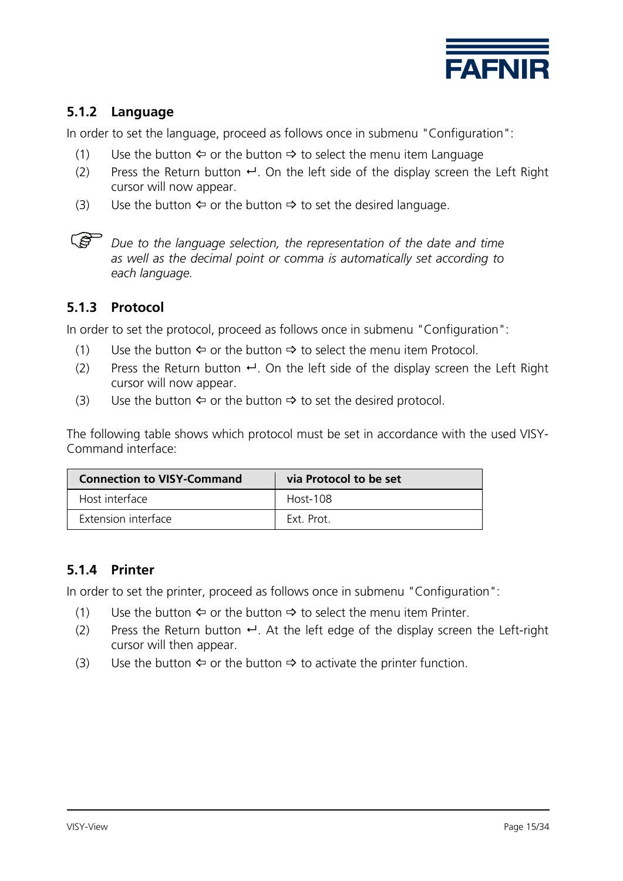### 5.1.2 Language

In order to set the language, proceed as follows once in submenu "Configuration":

(1) Use the button ⇦ or the button ⇨ to select the menu item Language
(2) Press the Return button ↵. On the left side of the display screen the Left Right cursor will now appear.
(3) Use the button ⇦ or the button ⇨ to set the desired language.

☞ *Due to the language selection, the representation of the date and time as well as the decimal point or comma is automatically set according to each language.*

### 5.1.3 Protocol

In order to set the protocol, proceed as follows once in submenu "Configuration":

(1) Use the button ⇦ or the button ⇨ to select the menu item Protocol.
(2) Press the Return button ↵. On the left side of the display screen the Left Right cursor will now appear.
(3) Use the button ⇦ or the button ⇨ to set the desired protocol.

The following table shows which protocol must be set in accordance with the used VISY-Command interface:

| Connection to VISY-Command | via Protocol to be set |
|---|---|
| Host interface | Host-108 |
| Extension interface | Ext. Prot. |

### 5.1.4 Printer

In order to set the printer, proceed as follows once in submenu "Configuration":

(1) Use the button ⇦ or the button ⇨ to select the menu item Printer.
(2) Press the Return button ↵. At the left edge of the display screen the Left-right cursor will then appear.
(3) Use the button ⇦ or the button ⇨ to activate the printer function.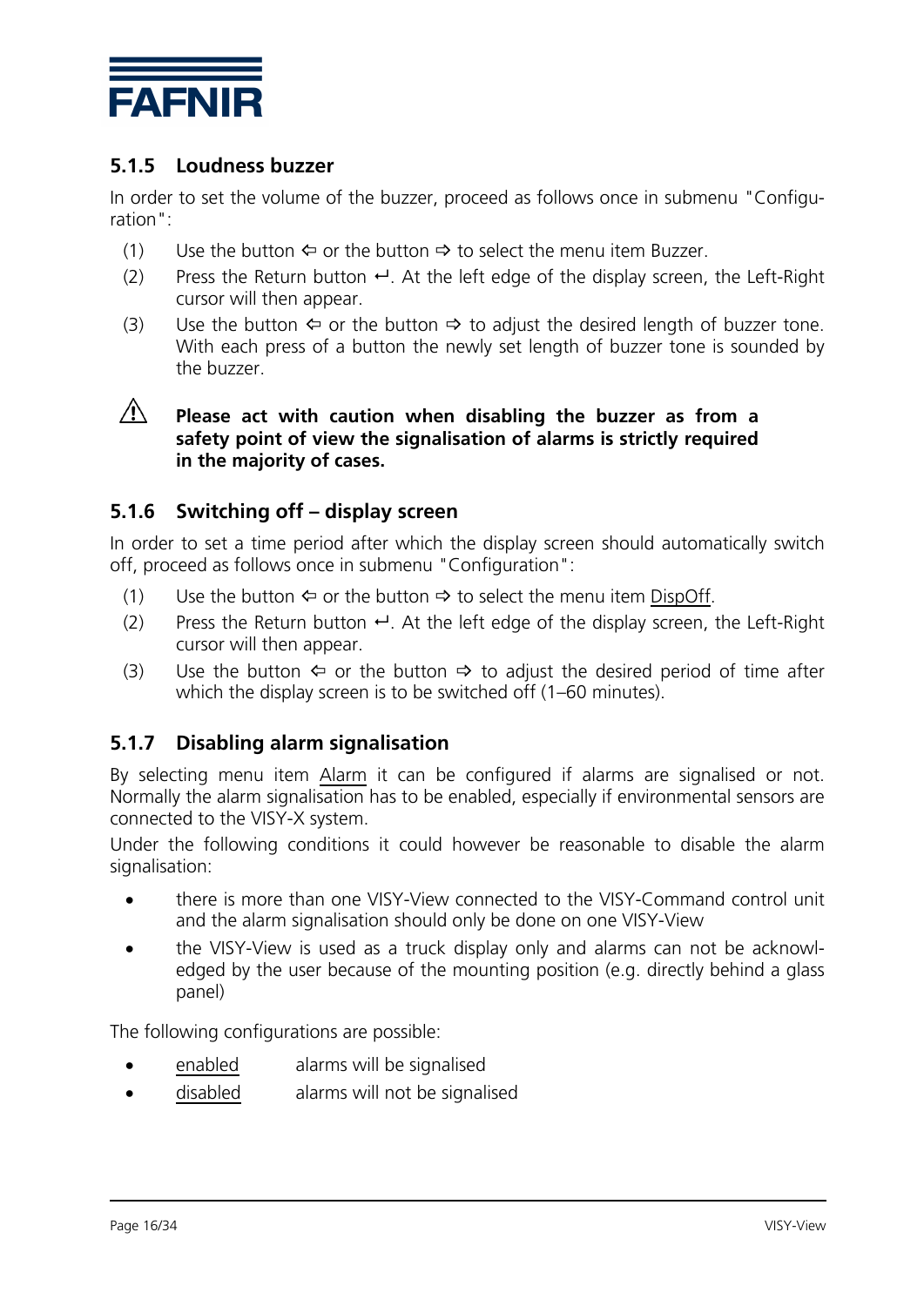### 5.1.5 Loudness buzzer

In order to set the volume of the buzzer, proceed as follows once in submenu "Configuration":

(1) Use the button ⇦ or the button ⇨ to select the menu item Buzzer.

(2) Press the Return button ↵. At the left edge of the display screen, the Left-Right cursor will then appear.

(3) Use the button ⇦ or the button ⇨ to adjust the desired length of buzzer tone. With each press of a button the newly set length of buzzer tone is sounded by the buzzer.

⚠ **Please act with caution when disabling the buzzer as from a safety point of view the signalisation of alarms is strictly required in the majority of cases.**

### 5.1.6 Switching off – display screen

In order to set a time period after which the display screen should automatically switch off, proceed as follows once in submenu "Configuration":

(1) Use the button ⇦ or the button ⇨ to select the menu item DispOff.

(2) Press the Return button ↵. At the left edge of the display screen, the Left-Right cursor will then appear.

(3) Use the button ⇦ or the button ⇨ to adjust the desired period of time after which the display screen is to be switched off (1–60 minutes).

### 5.1.7 Disabling alarm signalisation

By selecting menu item Alarm it can be configured if alarms are signalised or not. Normally the alarm signalisation has to be enabled, especially if environmental sensors are connected to the VISY-X system.

Under the following conditions it could however be reasonable to disable the alarm signalisation:

- there is more than one VISY-View connected to the VISY-Command control unit and the alarm signalisation should only be done on one VISY-View
- the VISY-View is used as a truck display only and alarms can not be acknowledged by the user because of the mounting position (e.g. directly behind a glass panel)

The following configurations are possible:

- enabled — alarms will be signalised
- disabled — alarms will not be signalised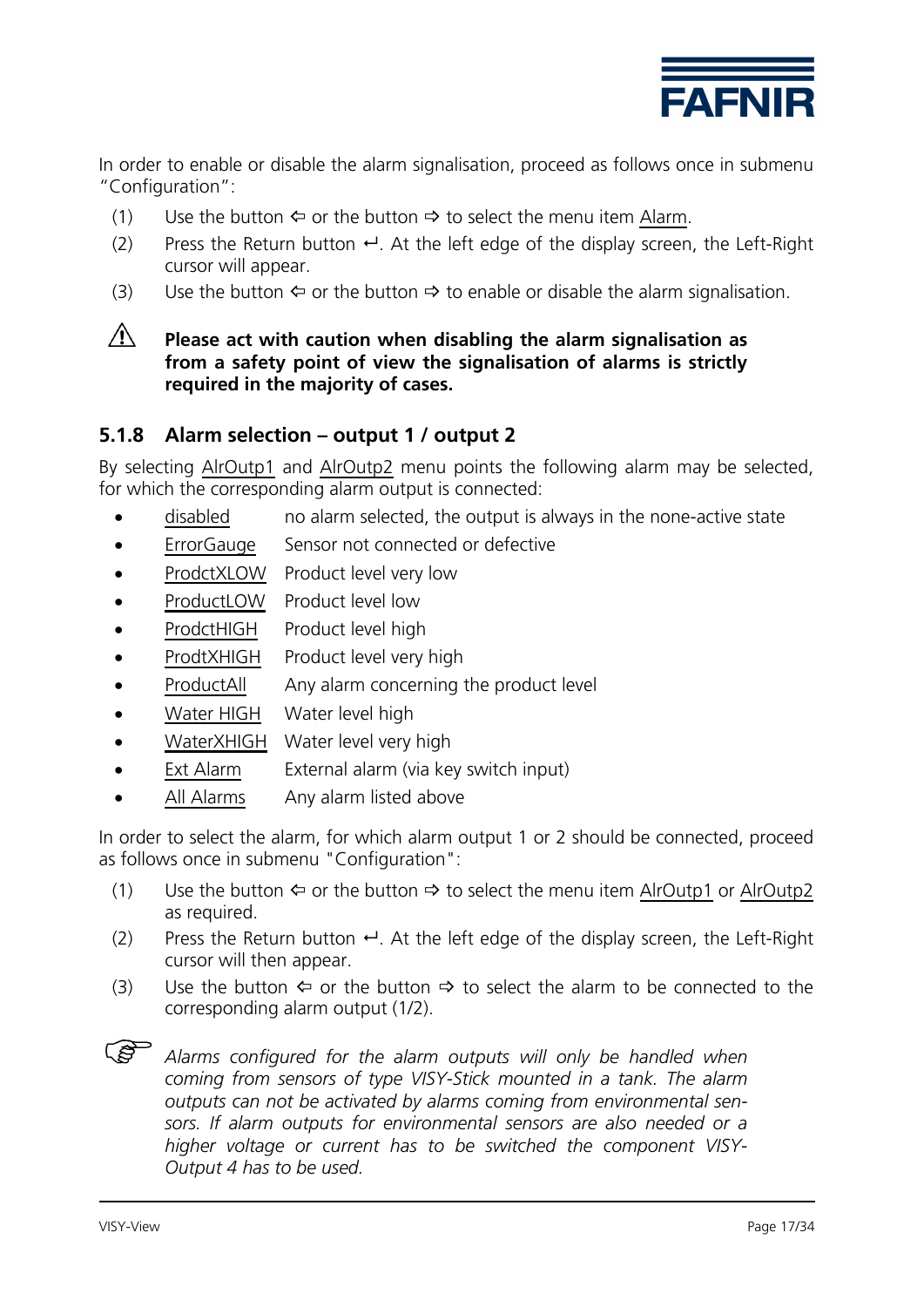In order to enable or disable the alarm signalisation, proceed as follows once in submenu "Configuration":

(1) Use the button ⇦ or the button ⇨ to select the menu item Alarm.

(2) Press the Return button ↵. At the left edge of the display screen, the Left-Right cursor will appear.

(3) Use the button ⇦ or the button ⇨ to enable or disable the alarm signalisation.

⚠ **Please act with caution when disabling the alarm signalisation as from a safety point of view the signalisation of alarms is strictly required in the majority of cases.**

### 5.1.8 Alarm selection – output 1 / output 2

By selecting AlrOutp1 and AlrOutp2 menu points the following alarm may be selected, for which the corresponding alarm output is connected:

- disabled — no alarm selected, the output is always in the none-active state
- ErrorGauge — Sensor not connected or defective
- ProdctXLOW — Product level very low
- ProductLOW — Product level low
- ProdctHIGH — Product level high
- ProdtXHIGH — Product level very high
- ProductAll — Any alarm concerning the product level
- Water HIGH — Water level high
- WaterXHIGH — Water level very high
- Ext Alarm — External alarm (via key switch input)
- All Alarms — Any alarm listed above

In order to select the alarm, for which alarm output 1 or 2 should be connected, proceed as follows once in submenu "Configuration":

(1) Use the button ⇦ or the button ⇨ to select the menu item AlrOutp1 or AlrOutp2 as required.

(2) Press the Return button ↵. At the left edge of the display screen, the Left-Right cursor will then appear.

(3) Use the button ⇦ or the button ⇨ to select the alarm to be connected to the corresponding alarm output (1/2).

☞ *Alarms configured for the alarm outputs will only be handled when coming from sensors of type VISY-Stick mounted in a tank. The alarm outputs can not be activated by alarms coming from environmental sensors. If alarm outputs for environmental sensors are also needed or a higher voltage or current has to be switched the component VISY-Output 4 has to be used.*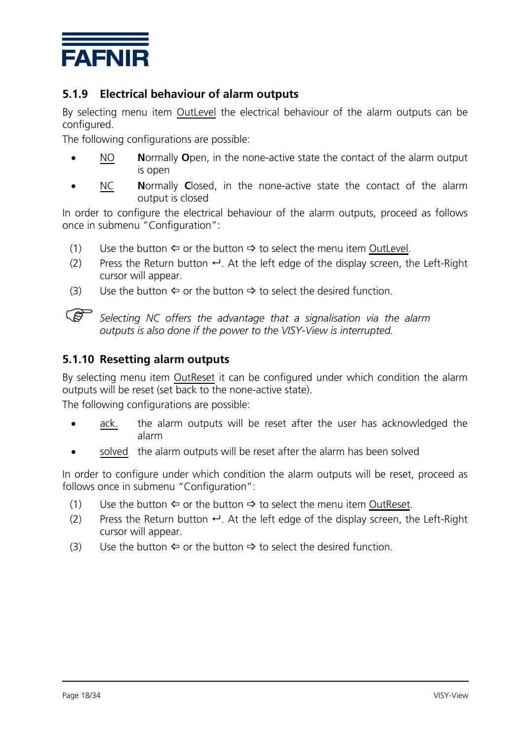### 5.1.9 Electrical behaviour of alarm outputs

By selecting menu item OutLevel the electrical behaviour of the alarm outputs can be configured.

The following configurations are possible:

- NO **N**ormally **O**pen, in the none-active state the contact of the alarm output is open
- NC **N**ormally **C**losed, in the none-active state the contact of the alarm output is closed

In order to configure the electrical behaviour of the alarm outputs, proceed as follows once in submenu "Configuration":

(1) Use the button ⇦ or the button ⇨ to select the menu item OutLevel.

(2) Press the Return button ↵. At the left edge of the display screen, the Left-Right cursor will appear.

(3) Use the button ⇦ or the button ⇨ to select the desired function.

☞ *Selecting NC offers the advantage that a signalisation via the alarm outputs is also done if the power to the VISY-View is interrupted.*

### 5.1.10 Resetting alarm outputs

By selecting menu item OutReset it can be configured under which condition the alarm outputs will be reset (set back to the none-active state).

The following configurations are possible:

- ack. the alarm outputs will be reset after the user has acknowledged the alarm
- solved the alarm outputs will be reset after the alarm has been solved

In order to configure under which condition the alarm outputs will be reset, proceed as follows once in submenu "Configuration":

(1) Use the button ⇦ or the button ⇨ to select the menu item OutReset.

(2) Press the Return button ↵. At the left edge of the display screen, the Left-Right cursor will appear.

(3) Use the button ⇦ or the button ⇨ to select the desired function.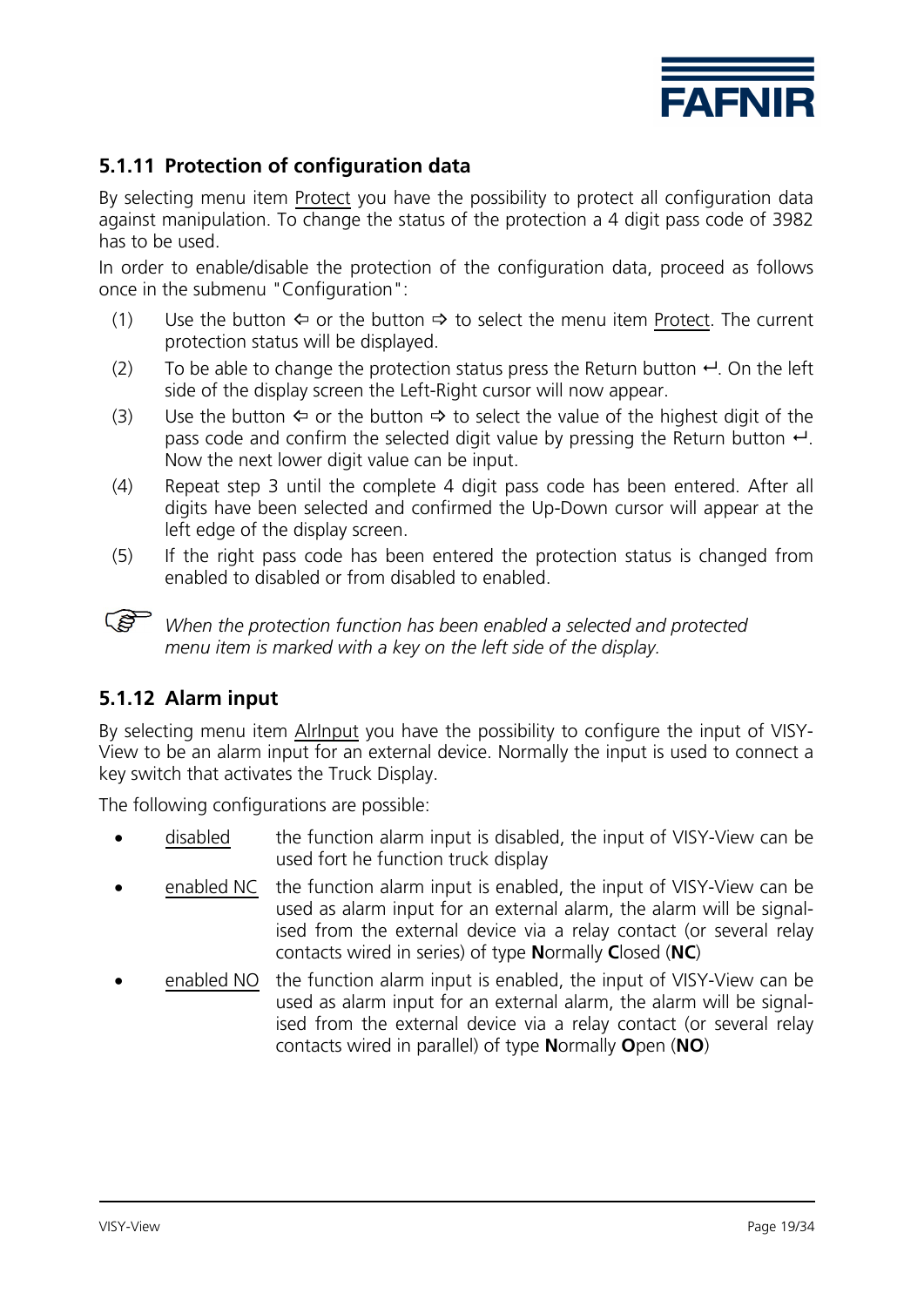### 5.1.11 Protection of configuration data

By selecting menu item <u>Protect</u> you have the possibility to protect all configuration data against manipulation. To change the status of the protection a 4 digit pass code of 3982 has to be used.

In order to enable/disable the protection of the configuration data, proceed as follows once in the submenu "Configuration":

(1) Use the button ⇦ or the button ⇨ to select the menu item <u>Protect</u>. The current protection status will be displayed.

(2) To be able to change the protection status press the Return button ↵. On the left side of the display screen the Left-Right cursor will now appear.

(3) Use the button ⇦ or the button ⇨ to select the value of the highest digit of the pass code and confirm the selected digit value by pressing the Return button ↵. Now the next lower digit value can be input.

(4) Repeat step 3 until the complete 4 digit pass code has been entered. After all digits have been selected and confirmed the Up-Down cursor will appear at the left edge of the display screen.

(5) If the right pass code has been entered the protection status is changed from enabled to disabled or from disabled to enabled.

☞ *When the protection function has been enabled a selected and protected menu item is marked with a key on the left side of the display.*

### 5.1.12 Alarm input

By selecting menu item <u>AlrInput</u> you have the possibility to configure the input of VISY-View to be an alarm input for an external device. Normally the input is used to connect a key switch that activates the Truck Display.

The following configurations are possible:

- <u>disabled</u> the function alarm input is disabled, the input of VISY-View can be used fort he function truck display
- <u>enabled NC</u> the function alarm input is enabled, the input of VISY-View can be used as alarm input for an external alarm, the alarm will be signalised from the external device via a relay contact (or several relay contacts wired in series) of type **N**ormally **C**losed (**NC**)
- <u>enabled NO</u> the function alarm input is enabled, the input of VISY-View can be used as alarm input for an external alarm, the alarm will be signalised from the external device via a relay contact (or several relay contacts wired in parallel) of type **N**ormally **O**pen (**NO**)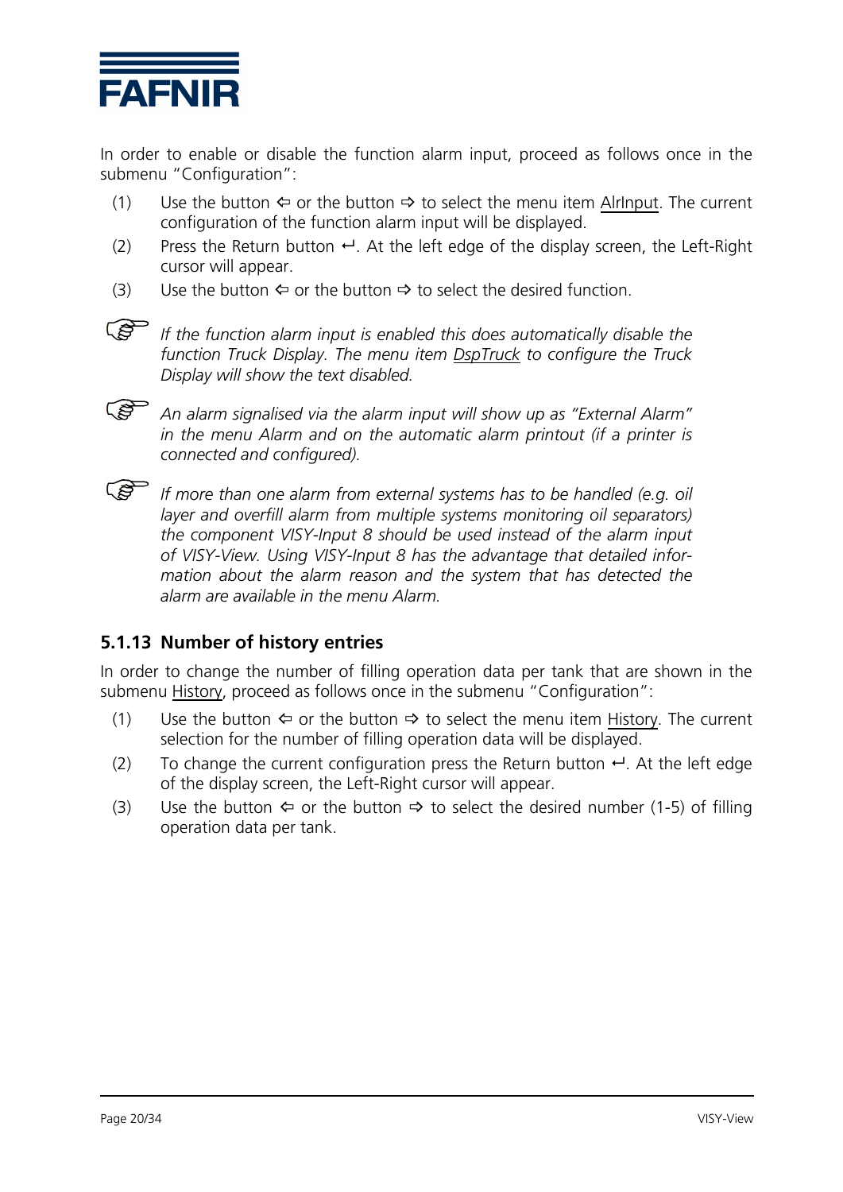In order to enable or disable the function alarm input, proceed as follows once in the submenu "Configuration":

(1) Use the button ⇦ or the button ⇨ to select the menu item AlrInput. The current configuration of the function alarm input will be displayed.

(2) Press the Return button ↵. At the left edge of the display screen, the Left-Right cursor will appear.

(3) Use the button ⇦ or the button ⇨ to select the desired function.

☞ *If the function alarm input is enabled this does automatically disable the function Truck Display. The menu item DspTruck to configure the Truck Display will show the text disabled.*

☞ *An alarm signalised via the alarm input will show up as "External Alarm" in the menu Alarm and on the automatic alarm printout (if a printer is connected and configured).*

☞ *If more than one alarm from external systems has to be handled (e.g. oil layer and overfill alarm from multiple systems monitoring oil separators) the component VISY-Input 8 should be used instead of the alarm input of VISY-View. Using VISY-Input 8 has the advantage that detailed information about the alarm reason and the system that has detected the alarm are available in the menu Alarm.*

### 5.1.13 Number of history entries

In order to change the number of filling operation data per tank that are shown in the submenu History, proceed as follows once in the submenu "Configuration":

(1) Use the button ⇦ or the button ⇨ to select the menu item History. The current selection for the number of filling operation data will be displayed.

(2) To change the current configuration press the Return button ↵. At the left edge of the display screen, the Left-Right cursor will appear.

(3) Use the button ⇦ or the button ⇨ to select the desired number (1-5) of filling operation data per tank.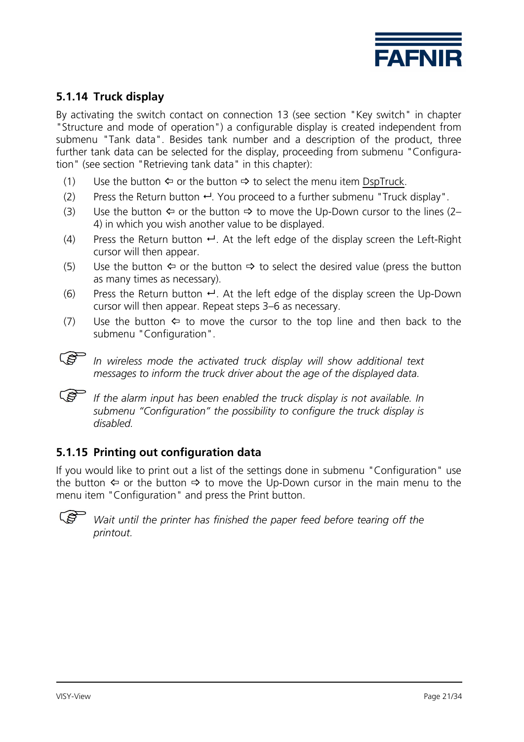### 5.1.14 Truck display

By activating the switch contact on connection 13 (see section "Key switch" in chapter "Structure and mode of operation") a configurable display is created independent from submenu "Tank data". Besides tank number and a description of the product, three further tank data can be selected for the display, proceeding from submenu "Configuration" (see section "Retrieving tank data" in this chapter):

(1) Use the button ⇦ or the button ⇨ to select the menu item DspTruck.

(2) Press the Return button ↵. You proceed to a further submenu "Truck display".

(3) Use the button ⇦ or the button ⇨ to move the Up-Down cursor to the lines (2–4) in which you wish another value to be displayed.

(4) Press the Return button ↵. At the left edge of the display screen the Left-Right cursor will then appear.

(5) Use the button ⇦ or the button ⇨ to select the desired value (press the button as many times as necessary).

(6) Press the Return button ↵. At the left edge of the display screen the Up-Down cursor will then appear. Repeat steps 3–6 as necessary.

(7) Use the button ⇦ to move the cursor to the top line and then back to the submenu "Configuration".

☞ *In wireless mode the activated truck display will show additional text messages to inform the truck driver about the age of the displayed data.*

☞ *If the alarm input has been enabled the truck display is not available. In submenu "Configuration" the possibility to configure the truck display is disabled.*

### 5.1.15 Printing out configuration data

If you would like to print out a list of the settings done in submenu "Configuration" use the button ⇦ or the button ⇨ to move the Up-Down cursor in the main menu to the menu item "Configuration" and press the Print button.

☞ *Wait until the printer has finished the paper feed before tearing off the printout.*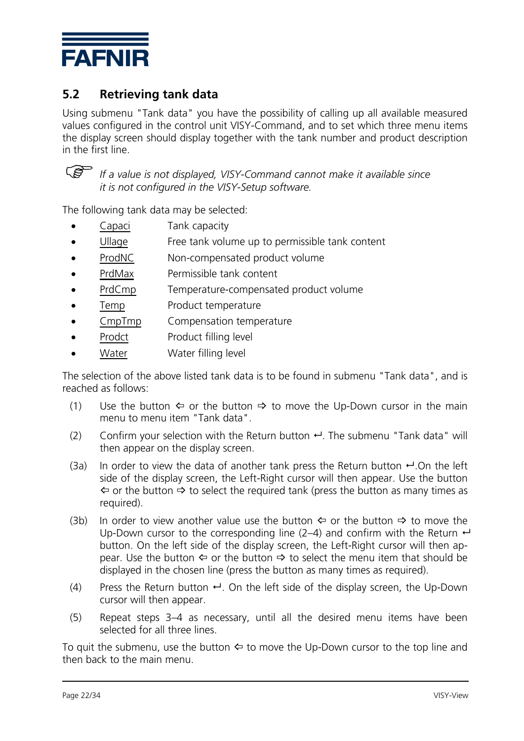## 5.2 Retrieving tank data

Using submenu "Tank data" you have the possibility of calling up all available measured values configured in the control unit VISY-Command, and to set which three menu items the display screen should display together with the tank number and product description in the first line.

☞ *If a value is not displayed, VISY-Command cannot make it available since it is not configured in the VISY-Setup software.*

The following tank data may be selected:

- Capaci — Tank capacity
- Ullage — Free tank volume up to permissible tank content
- ProdNC — Non-compensated product volume
- PrdMax — Permissible tank content
- PrdCmp — Temperature-compensated product volume
- Temp — Product temperature
- CmpTmp — Compensation temperature
- Prodct — Product filling level
- Water — Water filling level

The selection of the above listed tank data is to be found in submenu "Tank data", and is reached as follows:

(1) Use the button ⇦ or the button ⇨ to move the Up-Down cursor in the main menu to menu item "Tank data".

(2) Confirm your selection with the Return button ↵. The submenu "Tank data" will then appear on the display screen.

(3a) In order to view the data of another tank press the Return button ↵.On the left side of the display screen, the Left-Right cursor will then appear. Use the button ⇦ or the button ⇨ to select the required tank (press the button as many times as required).

(3b) In order to view another value use the button ⇦ or the button ⇨ to move the Up-Down cursor to the corresponding line (2–4) and confirm with the Return ↵ button. On the left side of the display screen, the Left-Right cursor will then appear. Use the button ⇦ or the button ⇨ to select the menu item that should be displayed in the chosen line (press the button as many times as required).

(4) Press the Return button ↵. On the left side of the display screen, the Up-Down cursor will then appear.

(5) Repeat steps 3–4 as necessary, until all the desired menu items have been selected for all three lines.

To quit the submenu, use the button ⇦ to move the Up-Down cursor to the top line and then back to the main menu.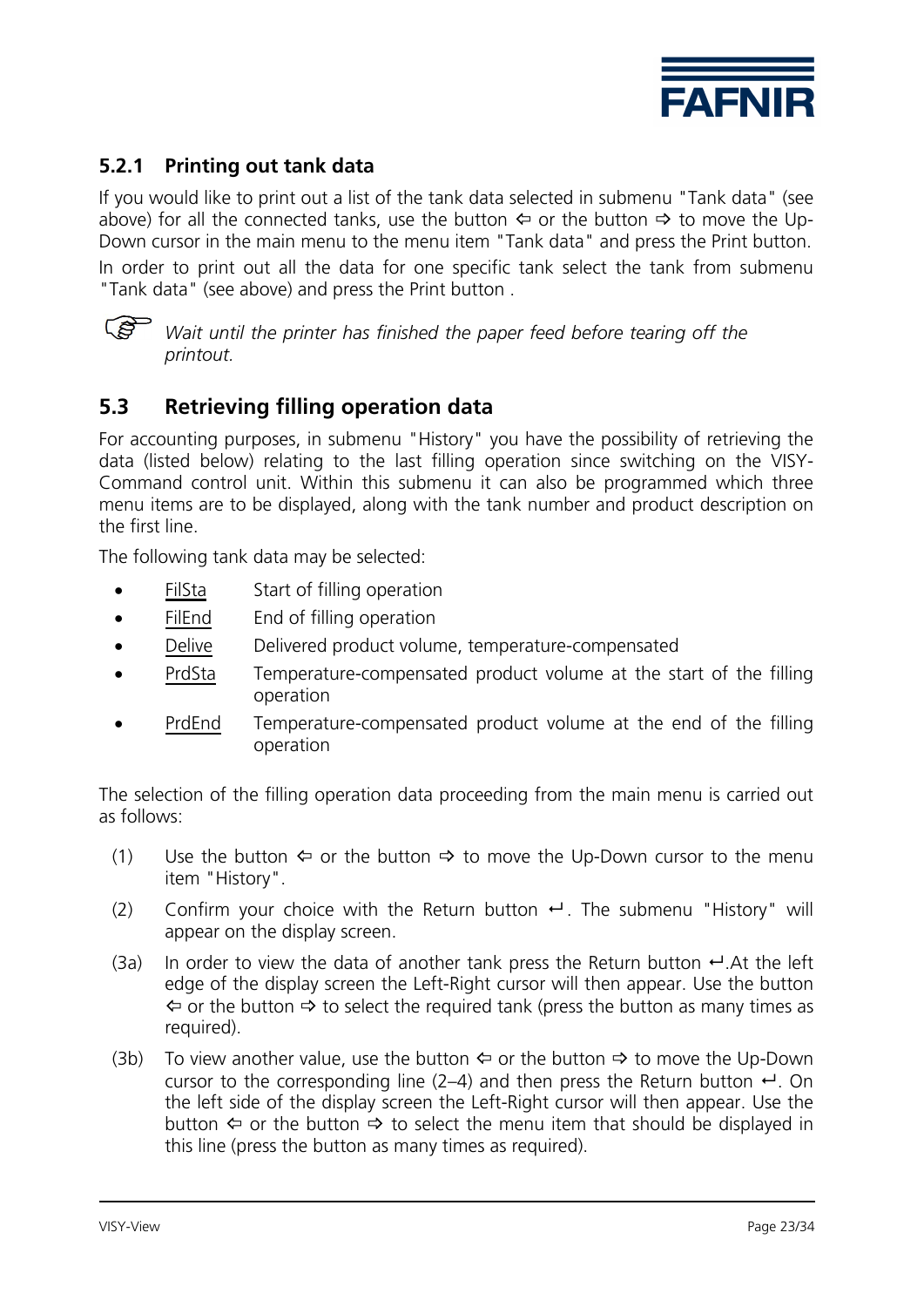### 5.2.1 Printing out tank data

If you would like to print out a list of the tank data selected in submenu "Tank data" (see above) for all the connected tanks, use the button ⇦ or the button ⇨ to move the Up-Down cursor in the main menu to the menu item "Tank data" and press the Print button.

In order to print out all the data for one specific tank select the tank from submenu "Tank data" (see above) and press the Print button .

☞ *Wait until the printer has finished the paper feed before tearing off the printout.*

## 5.3 Retrieving filling operation data

For accounting purposes, in submenu "History" you have the possibility of retrieving the data (listed below) relating to the last filling operation since switching on the VISY-Command control unit. Within this submenu it can also be programmed which three menu items are to be displayed, along with the tank number and product description on the first line.

The following tank data may be selected:

- FilSta Start of filling operation
- FilEnd End of filling operation
- Delive Delivered product volume, temperature-compensated
- PrdSta Temperature-compensated product volume at the start of the filling operation
- PrdEnd Temperature-compensated product volume at the end of the filling operation

The selection of the filling operation data proceeding from the main menu is carried out as follows:

(1) Use the button ⇦ or the button ⇨ to move the Up-Down cursor to the menu item "History".

(2) Confirm your choice with the Return button ↵. The submenu "History" will appear on the display screen.

(3a) In order to view the data of another tank press the Return button ↵.At the left edge of the display screen the Left-Right cursor will then appear. Use the button ⇦ or the button ⇨ to select the required tank (press the button as many times as required).

(3b) To view another value, use the button ⇦ or the button ⇨ to move the Up-Down cursor to the corresponding line (2–4) and then press the Return button ↵. On the left side of the display screen the Left-Right cursor will then appear. Use the button ⇦ or the button ⇨ to select the menu item that should be displayed in this line (press the button as many times as required).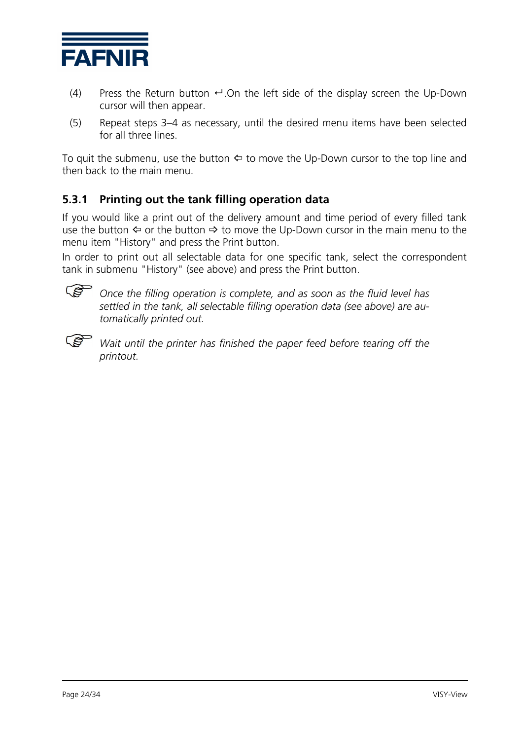(4) Press the Return button ↵.On the left side of the display screen the Up-Down cursor will then appear.

(5) Repeat steps 3–4 as necessary, until the desired menu items have been selected for all three lines.

To quit the submenu, use the button ⇦ to move the Up-Down cursor to the top line and then back to the main menu.

### 5.3.1 Printing out the tank filling operation data

If you would like a print out of the delivery amount and time period of every filled tank use the button ⇦ or the button ⇨ to move the Up-Down cursor in the main menu to the menu item "History" and press the Print button.

In order to print out all selectable data for one specific tank, select the correspondent tank in submenu "History" (see above) and press the Print button.

☞ *Once the filling operation is complete, and as soon as the fluid level has settled in the tank, all selectable filling operation data (see above) are automatically printed out.*

☞ *Wait until the printer has finished the paper feed before tearing off the printout.*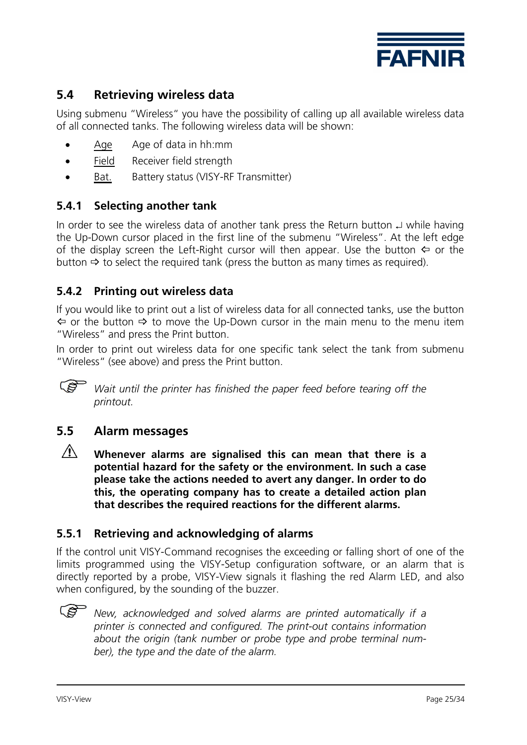## 5.4 Retrieving wireless data

Using submenu "Wireless" you have the possibility of calling up all available wireless data of all connected tanks. The following wireless data will be shown:

- Age    Age of data in hh:mm
- Field    Receiver field strength
- Bat.    Battery status (VISY-RF Transmitter)

### 5.4.1 Selecting another tank

In order to see the wireless data of another tank press the Return button ↵ while having the Up-Down cursor placed in the first line of the submenu "Wireless". At the left edge of the display screen the Left-Right cursor will then appear. Use the button ⇦ or the button ⇨ to select the required tank (press the button as many times as required).

### 5.4.2 Printing out wireless data

If you would like to print out a list of wireless data for all connected tanks, use the button ⇦ or the button ⇨ to move the Up-Down cursor in the main menu to the menu item "Wireless" and press the Print button.

In order to print out wireless data for one specific tank select the tank from submenu "Wireless" (see above) and press the Print button.

☞ *Wait until the printer has finished the paper feed before tearing off the printout.*

## 5.5 Alarm messages

⚠ **Whenever alarms are signalised this can mean that there is a potential hazard for the safety or the environment. In such a case please take the actions needed to avert any danger. In order to do this, the operating company has to create a detailed action plan that describes the required reactions for the different alarms.**

### 5.5.1 Retrieving and acknowledging of alarms

If the control unit VISY-Command recognises the exceeding or falling short of one of the limits programmed using the VISY-Setup configuration software, or an alarm that is directly reported by a probe, VISY-View signals it flashing the red Alarm LED, and also when configured, by the sounding of the buzzer.

☞ *New, acknowledged and solved alarms are printed automatically if a printer is connected and configured. The print-out contains information about the origin (tank number or probe type and probe terminal number), the type and the date of the alarm.*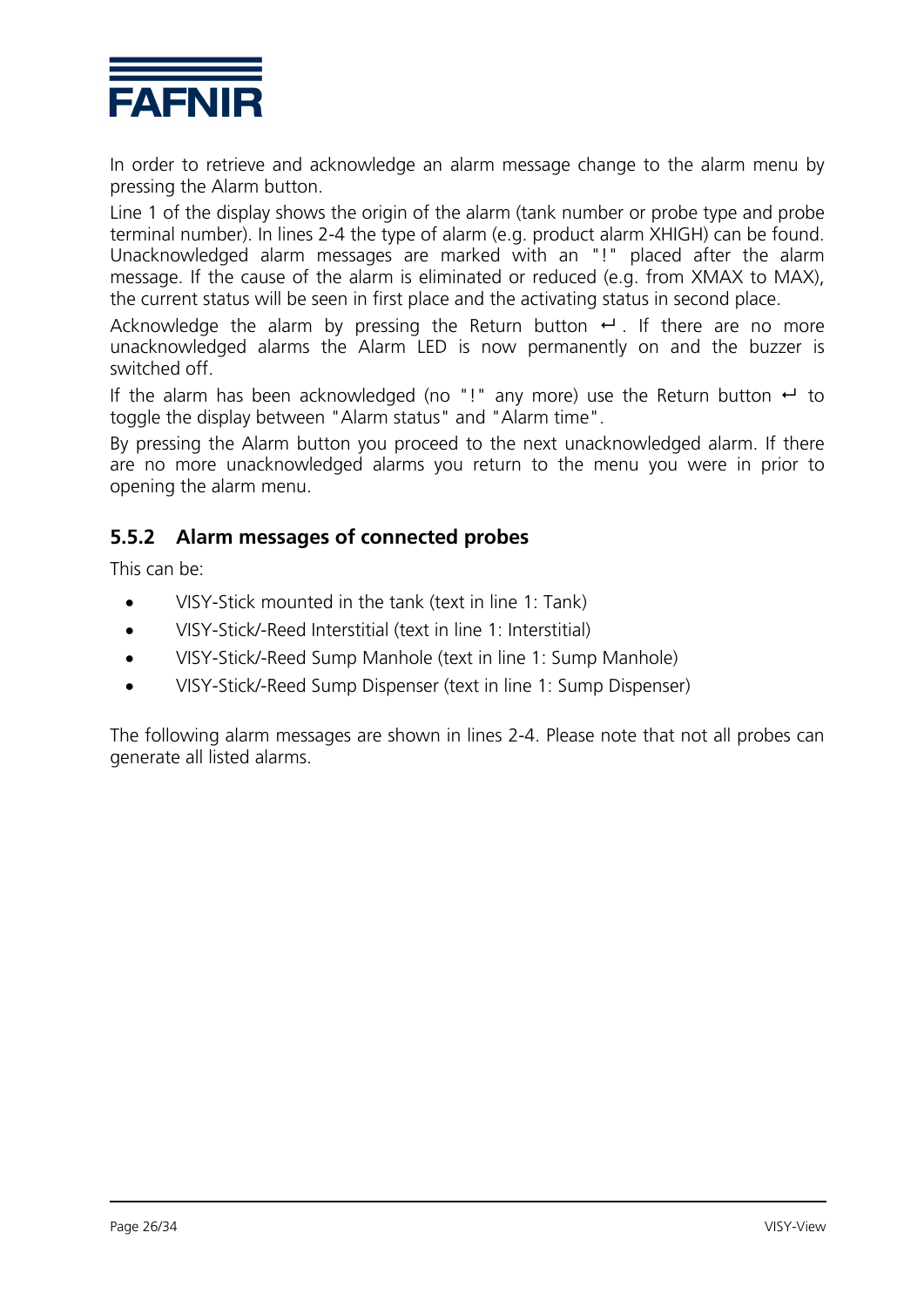In order to retrieve and acknowledge an alarm message change to the alarm menu by pressing the Alarm button.

Line 1 of the display shows the origin of the alarm (tank number or probe type and probe terminal number). In lines 2-4 the type of alarm (e.g. product alarm XHIGH) can be found. Unacknowledged alarm messages are marked with an "!" placed after the alarm message. If the cause of the alarm is eliminated or reduced (e.g. from XMAX to MAX), the current status will be seen in first place and the activating status in second place.

Acknowledge the alarm by pressing the Return button ↵. If there are no more unacknowledged alarms the Alarm LED is now permanently on and the buzzer is switched off.

If the alarm has been acknowledged (no "!" any more) use the Return button ↵ to toggle the display between "Alarm status" and "Alarm time".

By pressing the Alarm button you proceed to the next unacknowledged alarm. If there are no more unacknowledged alarms you return to the menu you were in prior to opening the alarm menu.

### 5.5.2 Alarm messages of connected probes

This can be:

- VISY-Stick mounted in the tank (text in line 1: Tank)
- VISY-Stick/-Reed Interstitial (text in line 1: Interstitial)
- VISY-Stick/-Reed Sump Manhole (text in line 1: Sump Manhole)
- VISY-Stick/-Reed Sump Dispenser (text in line 1: Sump Dispenser)

The following alarm messages are shown in lines 2-4. Please note that not all probes can generate all listed alarms.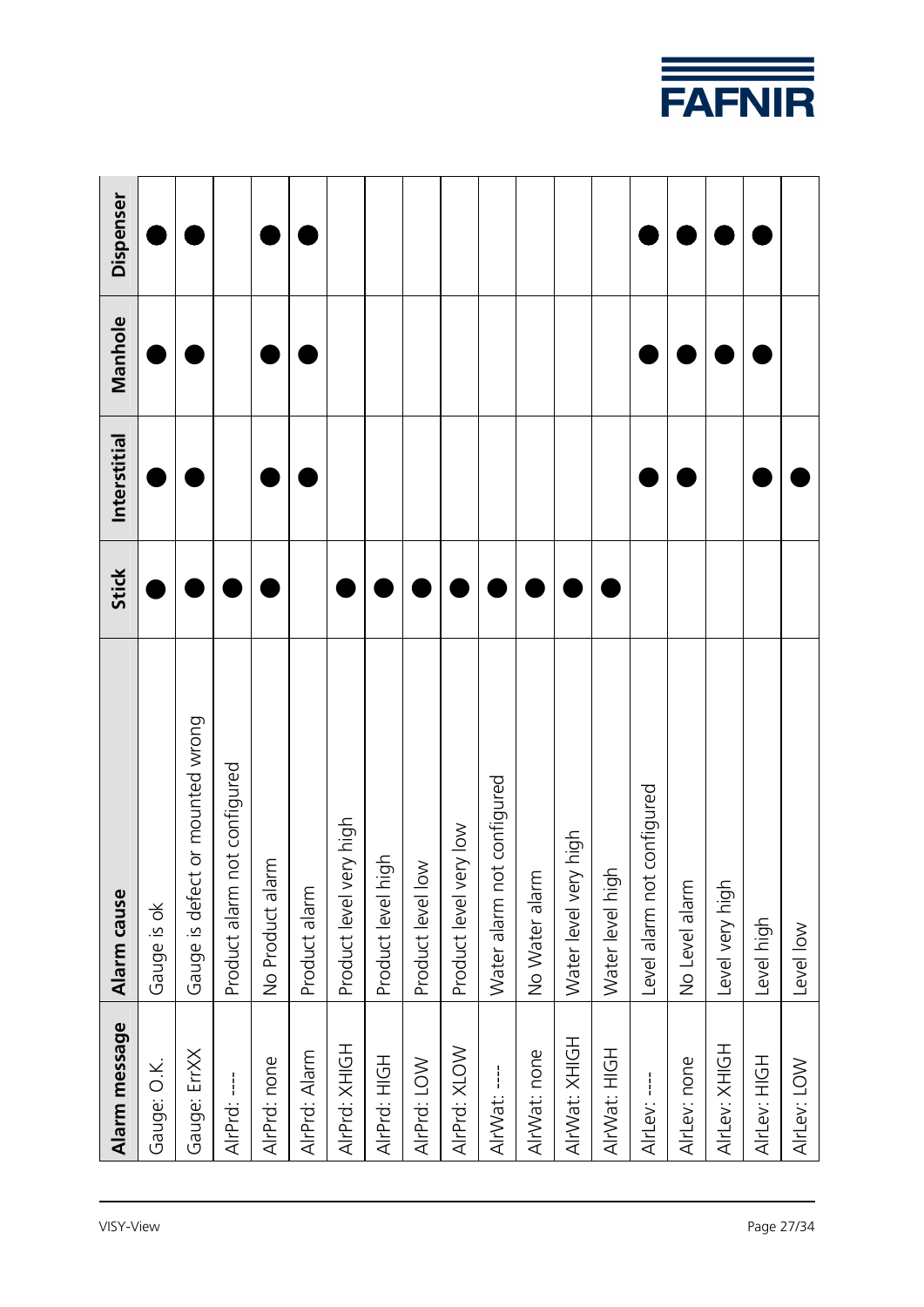| Alarm message | Alarm cause | Stick | Interstitial | Manhole | Dispenser |
|---|---|---|---|---|---|
| Gauge: O.K. | Gauge is ok | ● | ● | ● | ● |
| Gauge: ErrXX | Gauge is defect or mounted wrong | ● | ● | ● | ● |
| AlrPrd: ---- | Product alarm not configured | ● | | | |
| AlrPrd: none | No Product alarm | ● | ● | ● | ● |
| AlrPrd: Alarm | Product alarm | | ● | ● | ● |
| AlrPrd: XHIGH | Product level very high | ● | | | |
| AlrPrd: HIGH | Product level high | ● | | | |
| AlrPrd: LOW | Product level low | ● | | | |
| AlrPrd: XLOW | Product level very low | ● | | | |
| AlrWat: ---- | Water alarm not configured | ● | | | |
| AlrWat: none | No Water alarm | ● | | | |
| AlrWat: XHIGH | Water level very high | ● | | | |
| AlrWat: HIGH | Water level high | ● | | | |
| AlrLev: ---- | Level alarm not configured | | ● | ● | ● |
| AlrLev: none | No Level alarm | | ● | ● | ● |
| AlrLev: XHIGH | Level very high | | | ● | ● |
| AlrLev: HIGH | Level high | | ● | ● | ● |
| AlrLev: LOW | Level low | | ● | | |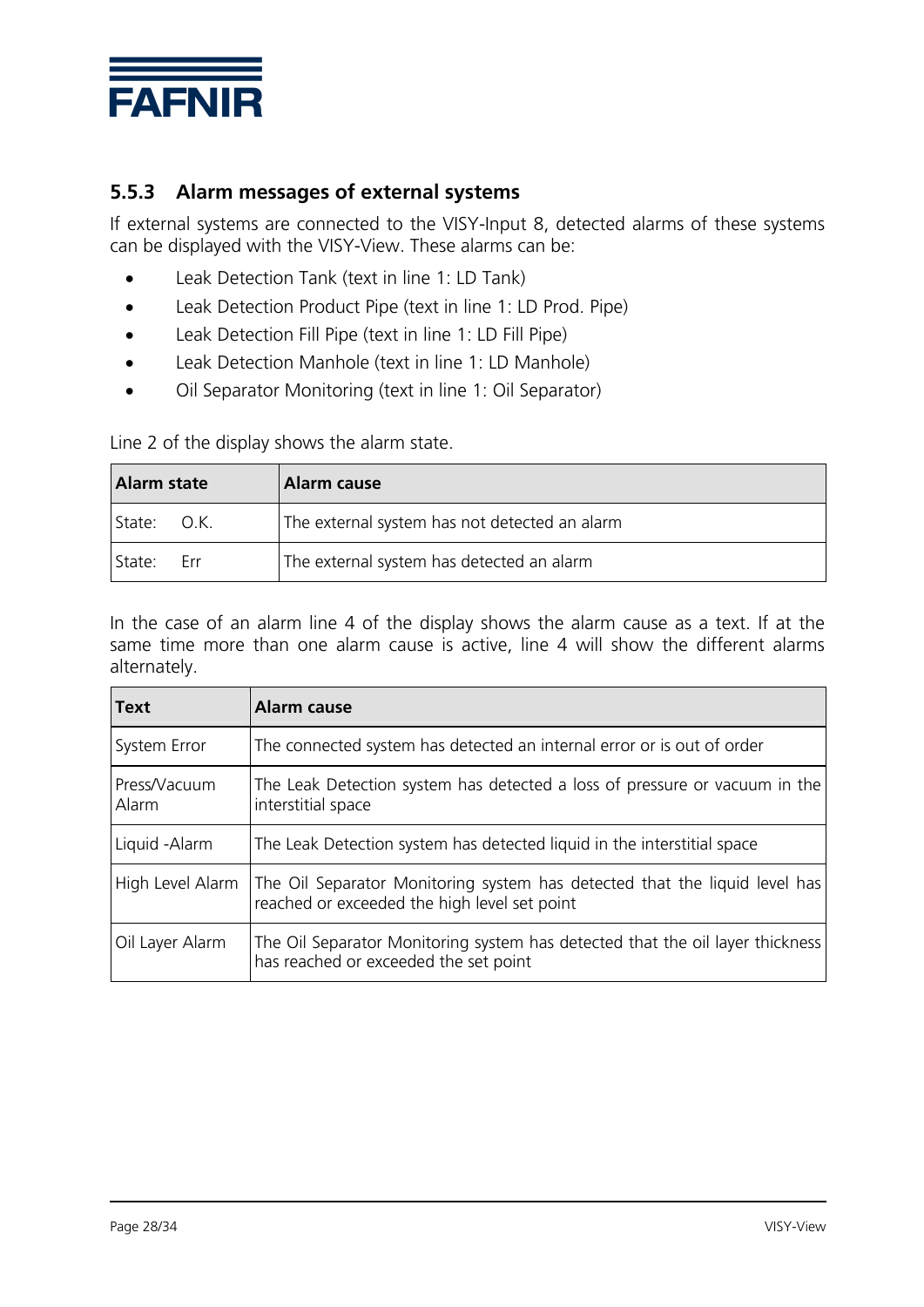### 5.5.3 Alarm messages of external systems

If external systems are connected to the VISY-Input 8, detected alarms of these systems can be displayed with the VISY-View. These alarms can be:

- Leak Detection Tank (text in line 1: LD Tank)
- Leak Detection Product Pipe (text in line 1: LD Prod. Pipe)
- Leak Detection Fill Pipe (text in line 1: LD Fill Pipe)
- Leak Detection Manhole (text in line 1: LD Manhole)
- Oil Separator Monitoring (text in line 1: Oil Separator)

Line 2 of the display shows the alarm state.

| Alarm state | Alarm cause |
|---|---|
| State: O.K. | The external system has not detected an alarm |
| State: Err | The external system has detected an alarm |

In the case of an alarm line 4 of the display shows the alarm cause as a text. If at the same time more than one alarm cause is active, line 4 will show the different alarms alternately.

| Text | Alarm cause |
|---|---|
| System Error | The connected system has detected an internal error or is out of order |
| Press/Vacuum Alarm | The Leak Detection system has detected a loss of pressure or vacuum in the interstitial space |
| Liquid -Alarm | The Leak Detection system has detected liquid in the interstitial space |
| High Level Alarm | The Oil Separator Monitoring system has detected that the liquid level has reached or exceeded the high level set point |
| Oil Layer Alarm | The Oil Separator Monitoring system has detected that the oil layer thickness has reached or exceeded the set point |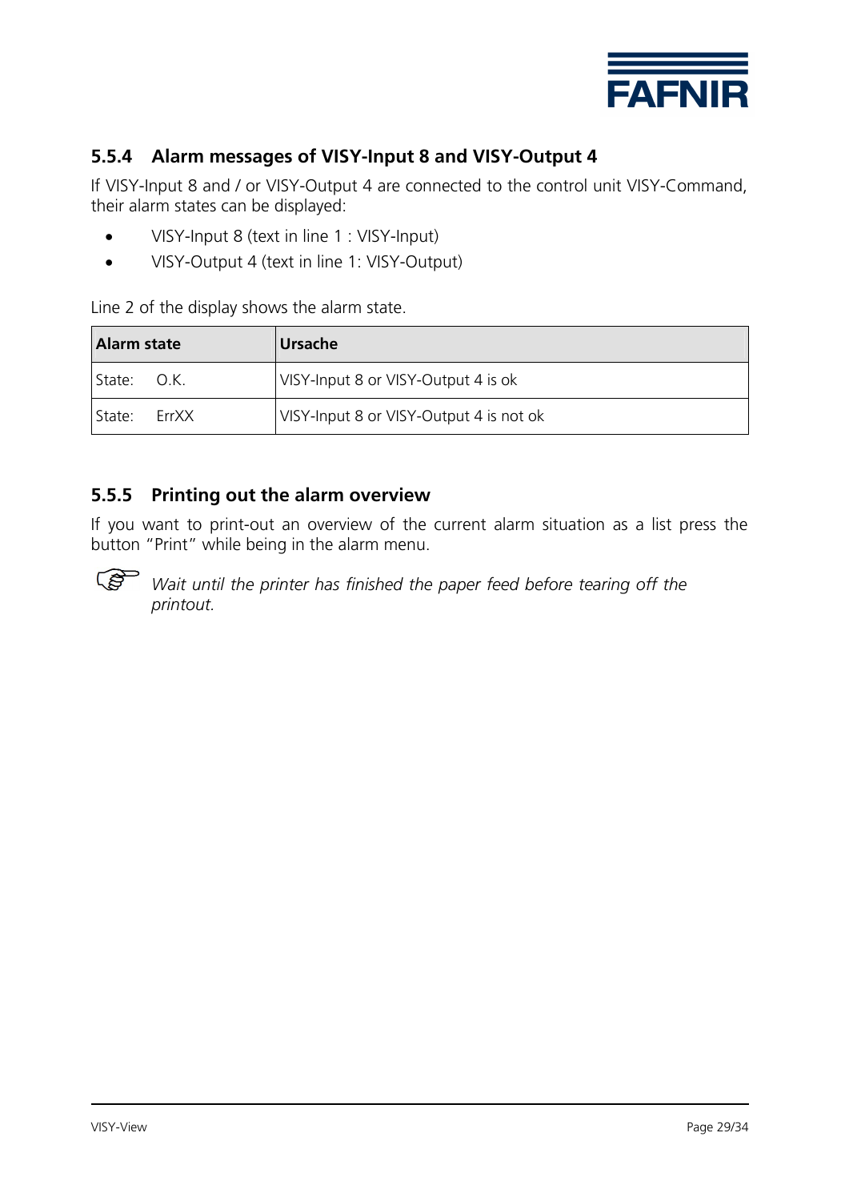### 5.5.4 Alarm messages of VISY-Input 8 and VISY-Output 4

If VISY-Input 8 and / or VISY-Output 4 are connected to the control unit VISY-Command, their alarm states can be displayed:

- VISY-Input 8 (text in line 1 : VISY-Input)
- VISY-Output 4 (text in line 1: VISY-Output)

Line 2 of the display shows the alarm state.

| Alarm state | Ursache |
|---|---|
| State: O.K. | VISY-Input 8 or VISY-Output 4 is ok |
| State: ErrXX | VISY-Input 8 or VISY-Output 4 is not ok |

### 5.5.5 Printing out the alarm overview

If you want to print-out an overview of the current alarm situation as a list press the button "Print" while being in the alarm menu.

☞ *Wait until the printer has finished the paper feed before tearing off the printout.*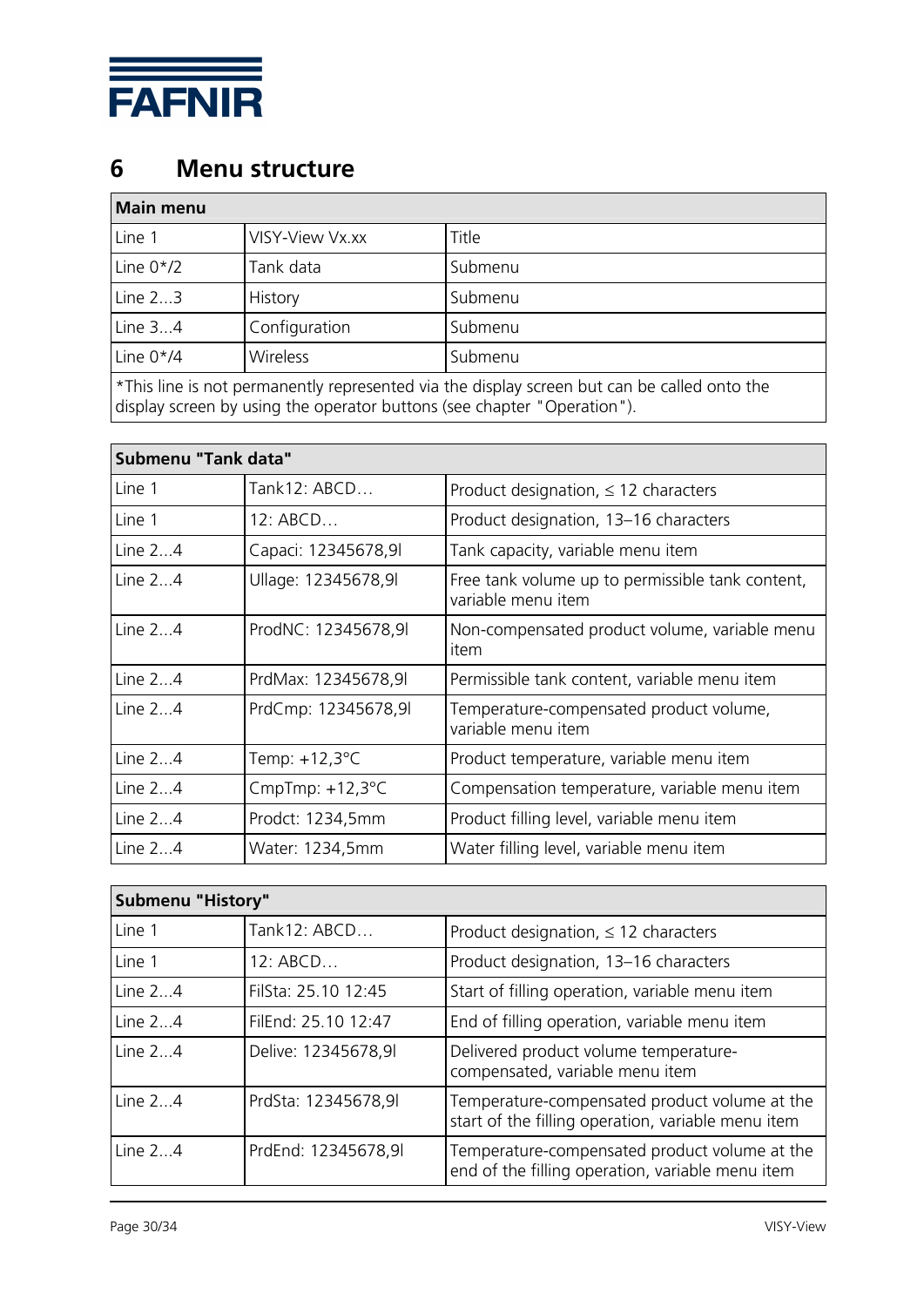# 6 Menu structure

| Main menu | | |
|---|---|---|
| Line 1 | VISY-View Vx.xx | Title |
| Line 0*/2 | Tank data | Submenu |
| Line 2…3 | History | Submenu |
| Line 3…4 | Configuration | Submenu |
| Line 0*/4 | Wireless | Submenu |
| *This line is not permanently represented via the display screen but can be called onto the display screen by using the operator buttons (see chapter "Operation"). | | |

| Submenu "Tank data" | | |
|---|---|---|
| Line 1 | Tank12: ABCD… | Product designation, ≤ 12 characters |
| Line 1 | 12: ABCD… | Product designation, 13–16 characters |
| Line 2…4 | Capaci: 12345678,9l | Tank capacity, variable menu item |
| Line 2…4 | Ullage: 12345678,9l | Free tank volume up to permissible tank content, variable menu item |
| Line 2…4 | ProdNC: 12345678,9l | Non-compensated product volume, variable menu item |
| Line 2…4 | PrdMax: 12345678,9l | Permissible tank content, variable menu item |
| Line 2…4 | PrdCmp: 12345678,9l | Temperature-compensated product volume, variable menu item |
| Line 2…4 | Temp: +12,3°C | Product temperature, variable menu item |
| Line 2…4 | CmpTmp: +12,3°C | Compensation temperature, variable menu item |
| Line 2…4 | Prodct: 1234,5mm | Product filling level, variable menu item |
| Line 2…4 | Water: 1234,5mm | Water filling level, variable menu item |

| Submenu "History" | | |
|---|---|---|
| Line 1 | Tank12: ABCD… | Product designation, ≤ 12 characters |
| Line 1 | 12: ABCD… | Product designation, 13–16 characters |
| Line 2…4 | FilSta: 25.10 12:45 | Start of filling operation, variable menu item |
| Line 2…4 | FilEnd: 25.10 12:47 | End of filling operation, variable menu item |
| Line 2…4 | Delive: 12345678,9l | Delivered product volume temperature-compensated, variable menu item |
| Line 2…4 | PrdSta: 12345678,9l | Temperature-compensated product volume at the start of the filling operation, variable menu item |
| Line 2…4 | PrdEnd: 12345678,9l | Temperature-compensated product volume at the end of the filling operation, variable menu item |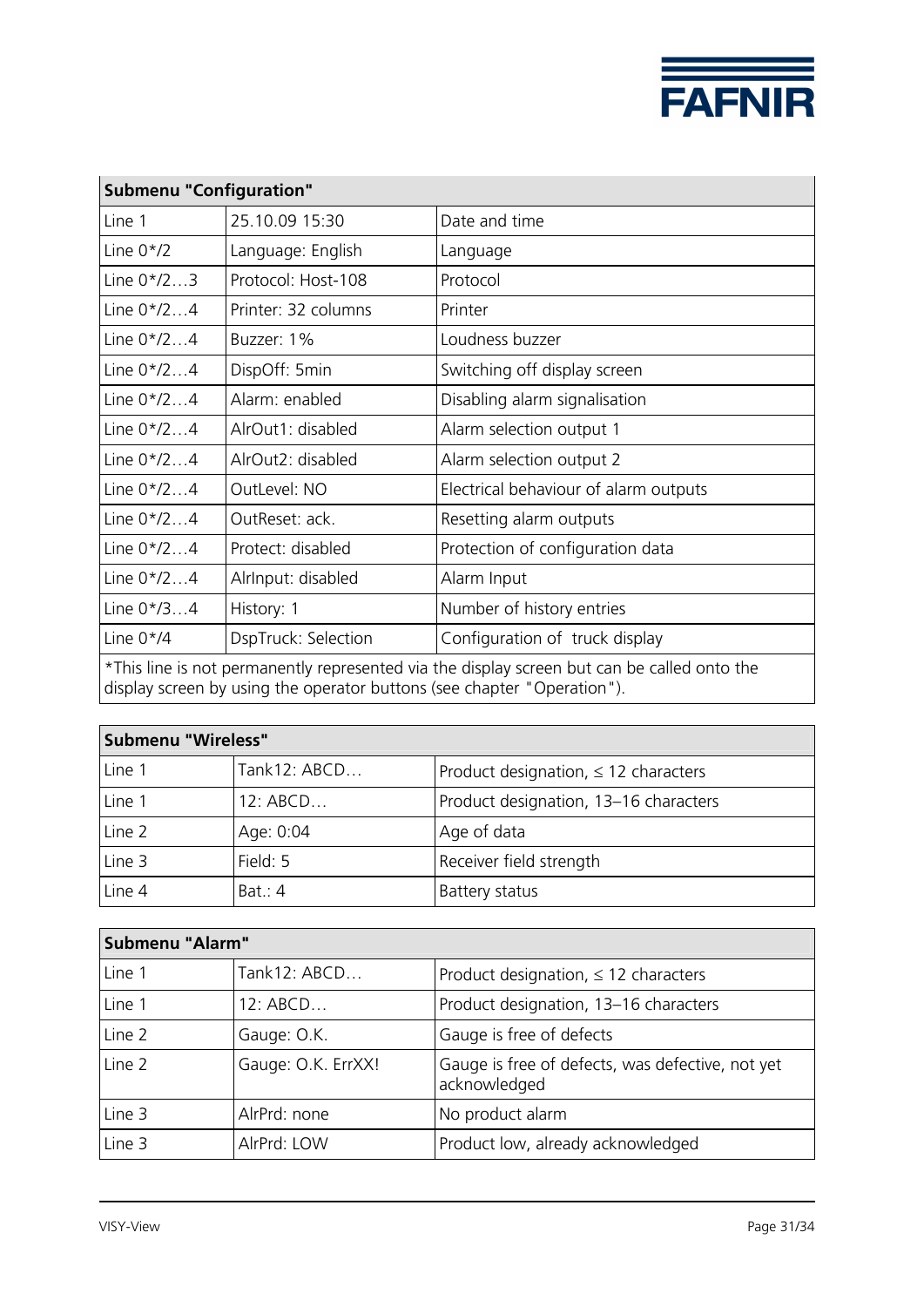| Submenu "Configuration" | | |
|---|---|---|
| Line 1 | 25.10.09 15:30 | Date and time |
| Line 0*/2 | Language: English | Language |
| Line 0*/2…3 | Protocol: Host-108 | Protocol |
| Line 0*/2…4 | Printer: 32 columns | Printer |
| Line 0*/2…4 | Buzzer: 1% | Loudness buzzer |
| Line 0*/2…4 | DispOff: 5min | Switching off display screen |
| Line 0*/2…4 | Alarm: enabled | Disabling alarm signalisation |
| Line 0*/2…4 | AlrOut1: disabled | Alarm selection output 1 |
| Line 0*/2…4 | AlrOut2: disabled | Alarm selection output 2 |
| Line 0*/2…4 | OutLevel: NO | Electrical behaviour of alarm outputs |
| Line 0*/2…4 | OutReset: ack. | Resetting alarm outputs |
| Line 0*/2…4 | Protect: disabled | Protection of configuration data |
| Line 0*/2…4 | AlrInput: disabled | Alarm Input |
| Line 0*/3…4 | History: 1 | Number of history entries |
| Line 0*/4 | DspTruck: Selection | Configuration of truck display |
| *This line is not permanently represented via the display screen but can be called onto the display screen by using the operator buttons (see chapter "Operation"). | | |

| Submenu "Wireless" | | |
|---|---|---|
| Line 1 | Tank12: ABCD… | Product designation, ≤ 12 characters |
| Line 1 | 12: ABCD… | Product designation, 13–16 characters |
| Line 2 | Age: 0:04 | Age of data |
| Line 3 | Field: 5 | Receiver field strength |
| Line 4 | Bat.: 4 | Battery status |

| Submenu "Alarm" | | |
|---|---|---|
| Line 1 | Tank12: ABCD… | Product designation, ≤ 12 characters |
| Line 1 | 12: ABCD… | Product designation, 13–16 characters |
| Line 2 | Gauge: O.K. | Gauge is free of defects |
| Line 2 | Gauge: O.K. ErrXX! | Gauge is free of defects, was defective, not yet acknowledged |
| Line 3 | AlrPrd: none | No product alarm |
| Line 3 | AlrPrd: LOW | Product low, already acknowledged |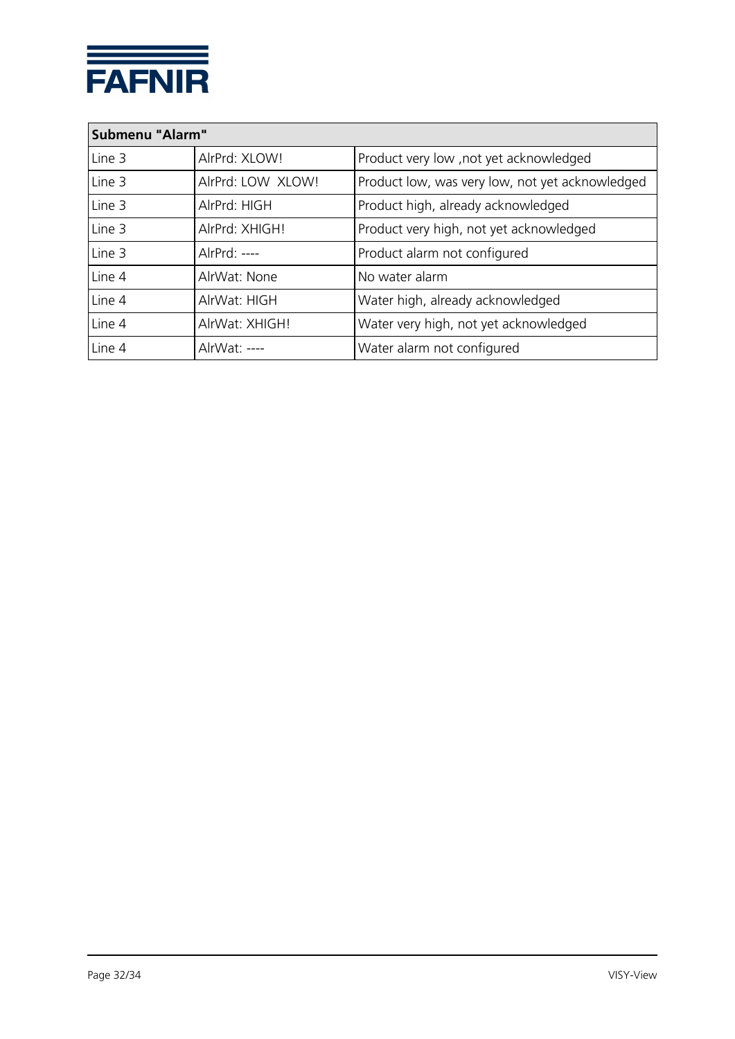| Submenu "Alarm" | | |
|---|---|---|
| Line 3 | AlrPrd: XLOW! | Product very low ,not yet acknowledged |
| Line 3 | AlrPrd: LOW XLOW! | Product low, was very low, not yet acknowledged |
| Line 3 | AlrPrd: HIGH | Product high, already acknowledged |
| Line 3 | AlrPrd: XHIGH! | Product very high, not yet acknowledged |
| Line 3 | AlrPrd: ---- | Product alarm not configured |
| Line 4 | AlrWat: None | No water alarm |
| Line 4 | AlrWat: HIGH | Water high, already acknowledged |
| Line 4 | AlrWat: XHIGH! | Water very high, not yet acknowledged |
| Line 4 | AlrWat: ---- | Water alarm not configured |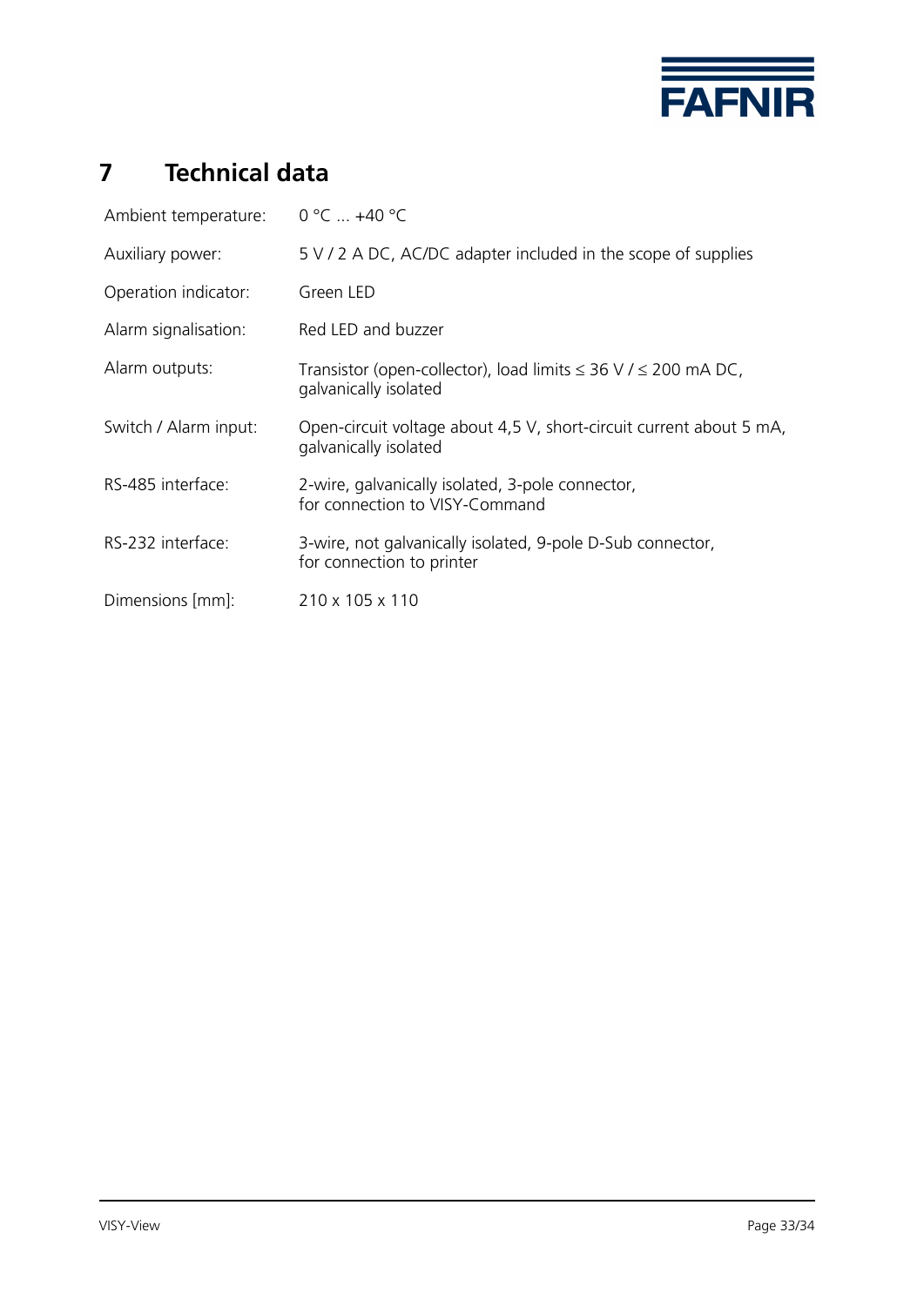# 7 Technical data

| | |
|---|---|
| Ambient temperature: | 0 °C ... +40 °C |
| Auxiliary power: | 5 V / 2 A DC, AC/DC adapter included in the scope of supplies |
| Operation indicator: | Green LED |
| Alarm signalisation: | Red LED and buzzer |
| Alarm outputs: | Transistor (open-collector), load limits ≤ 36 V / ≤ 200 mA DC, galvanically isolated |
| Switch / Alarm input: | Open-circuit voltage about 4,5 V, short-circuit current about 5 mA, galvanically isolated |
| RS-485 interface: | 2-wire, galvanically isolated, 3-pole connector, for connection to VISY-Command |
| RS-232 interface: | 3-wire, not galvanically isolated, 9-pole D-Sub connector, for connection to printer |
| Dimensions [mm]: | 210 x 105 x 110 |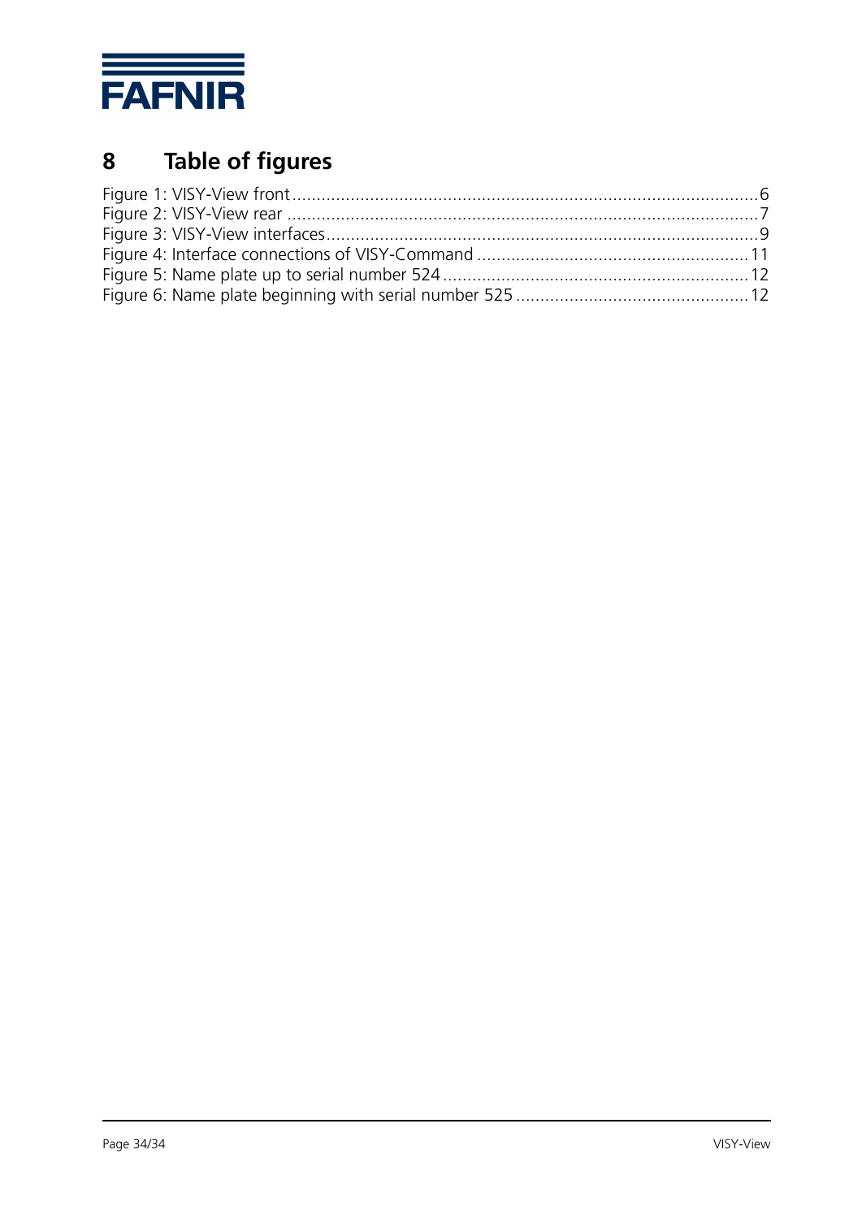# 8 Table of figures

Figure 1: VISY-View front ......................................................................................6
Figure 2: VISY-View rear ........................................................................................7
Figure 3: VISY-View interfaces..................................................................................9
Figure 4: Interface connections of VISY-Command ...................................................11
Figure 5: Name plate up to serial number 524 ..........................................................12
Figure 6: Name plate beginning with serial number 525 ...........................................12